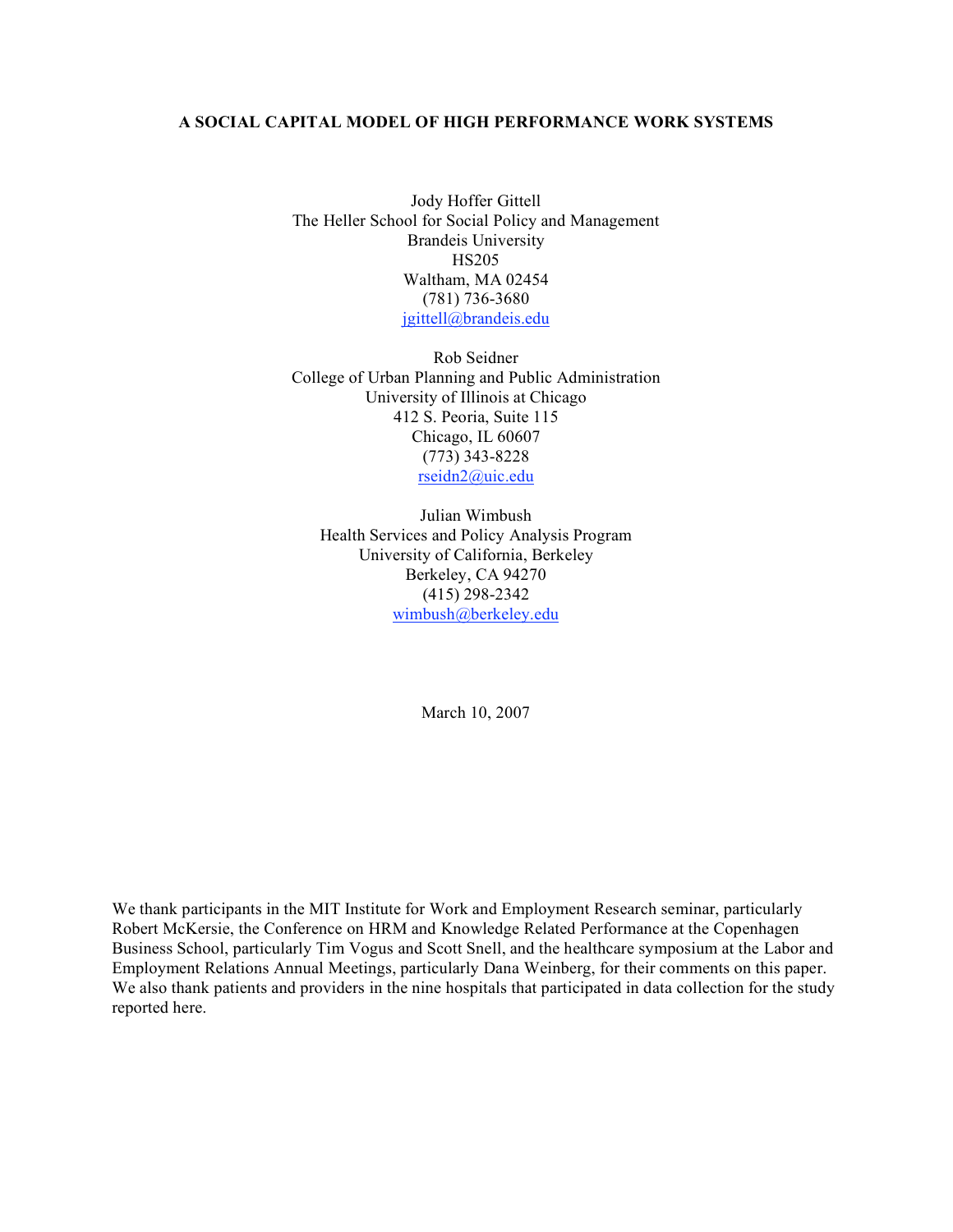# A SOCIAL CAPITAL MODEL OF HIGH PERFORMANCE WORK SYSTEMS

Jody Hoffer Gittell
The Heller School for Social Policy and Management
Brandeis University
HS205
Waltham, MA 02454
(781) 736-3680
jgittell@brandeis.edu

Rob Seidner
College of Urban Planning and Public Administration
University of Illinois at Chicago
412 S. Peoria, Suite 115
Chicago, IL 60607
(773) 343-8228
rseidn2@uic.edu

Julian Wimbush
Health Services and Policy Analysis Program
University of California, Berkeley
Berkeley, CA 94270
(415) 298-2342
wimbush@berkeley.edu

March 10, 2007

We thank participants in the MIT Institute for Work and Employment Research seminar, particularly Robert McKersie, the Conference on HRM and Knowledge Related Performance at the Copenhagen Business School, particularly Tim Vogus and Scott Snell, and the healthcare symposium at the Labor and Employment Relations Annual Meetings, particularly Dana Weinberg, for their comments on this paper. We also thank patients and providers in the nine hospitals that participated in data collection for the study reported here.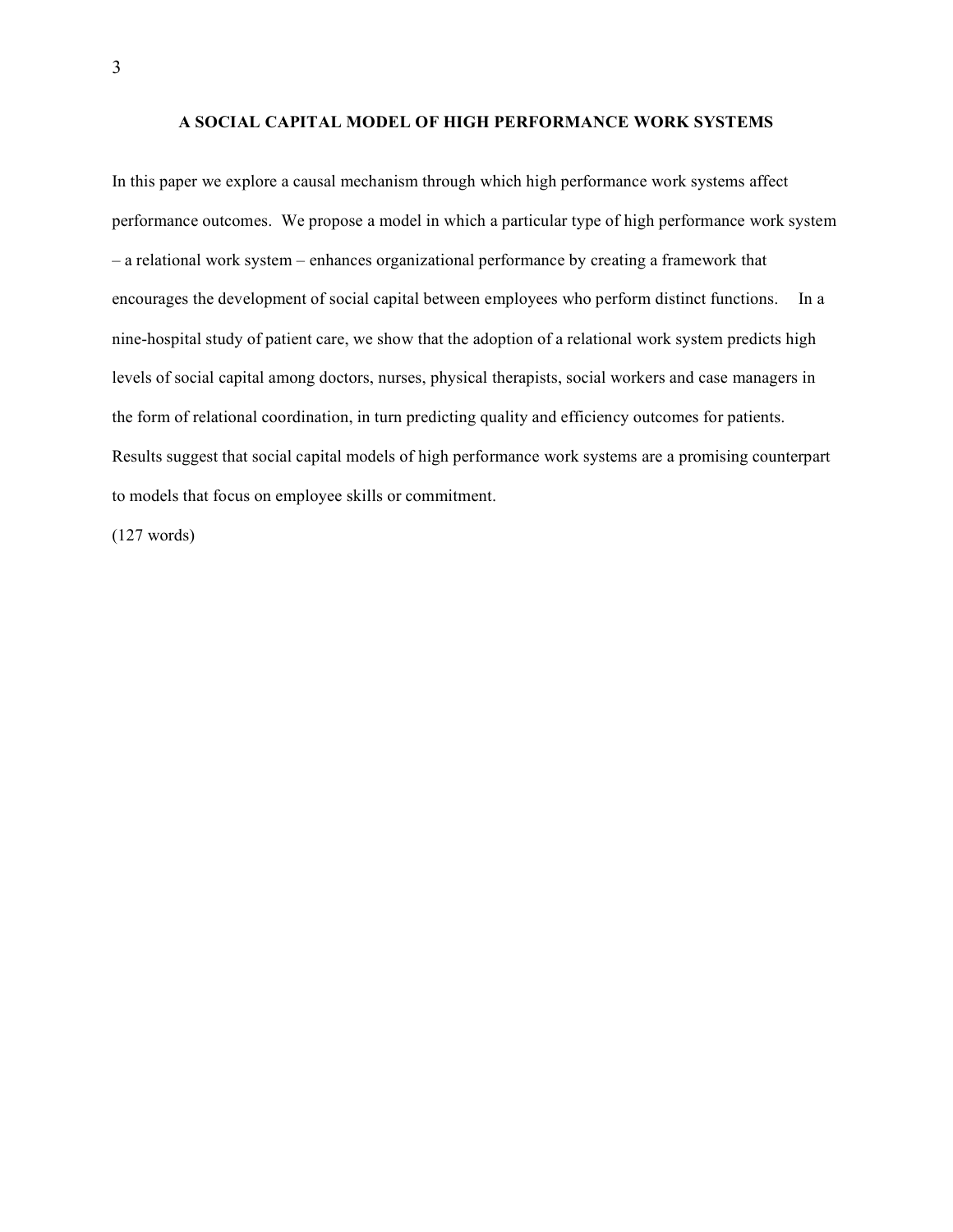## A SOCIAL CAPITAL MODEL OF HIGH PERFORMANCE WORK SYSTEMS

In this paper we explore a causal mechanism through which high performance work systems affect performance outcomes. We propose a model in which a particular type of high performance work system – a relational work system – enhances organizational performance by creating a framework that encourages the development of social capital between employees who perform distinct functions. In a nine-hospital study of patient care, we show that the adoption of a relational work system predicts high levels of social capital among doctors, nurses, physical therapists, social workers and case managers in the form of relational coordination, in turn predicting quality and efficiency outcomes for patients. Results suggest that social capital models of high performance work systems are a promising counterpart to models that focus on employee skills or commitment.

(127 words)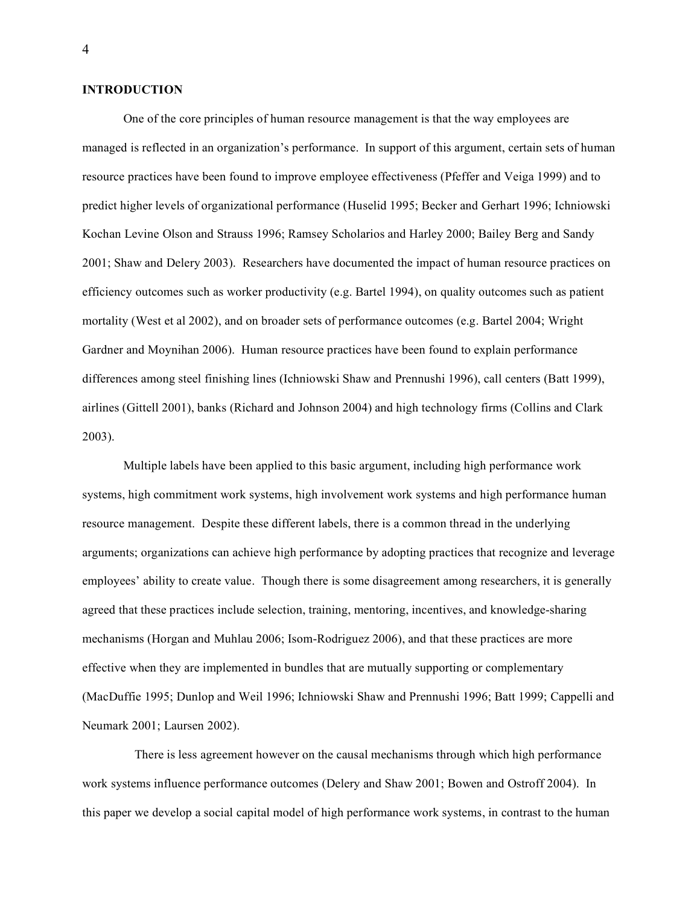## INTRODUCTION

One of the core principles of human resource management is that the way employees are managed is reflected in an organization's performance. In support of this argument, certain sets of human resource practices have been found to improve employee effectiveness (Pfeffer and Veiga 1999) and to predict higher levels of organizational performance (Huselid 1995; Becker and Gerhart 1996; Ichniowski Kochan Levine Olson and Strauss 1996; Ramsey Scholarios and Harley 2000; Bailey Berg and Sandy 2001; Shaw and Delery 2003). Researchers have documented the impact of human resource practices on efficiency outcomes such as worker productivity (e.g. Bartel 1994), on quality outcomes such as patient mortality (West et al 2002), and on broader sets of performance outcomes (e.g. Bartel 2004; Wright Gardner and Moynihan 2006). Human resource practices have been found to explain performance differences among steel finishing lines (Ichniowski Shaw and Prennushi 1996), call centers (Batt 1999), airlines (Gittell 2001), banks (Richard and Johnson 2004) and high technology firms (Collins and Clark 2003).

Multiple labels have been applied to this basic argument, including high performance work systems, high commitment work systems, high involvement work systems and high performance human resource management. Despite these different labels, there is a common thread in the underlying arguments; organizations can achieve high performance by adopting practices that recognize and leverage employees' ability to create value. Though there is some disagreement among researchers, it is generally agreed that these practices include selection, training, mentoring, incentives, and knowledge-sharing mechanisms (Horgan and Muhlau 2006; Isom-Rodriguez 2006), and that these practices are more effective when they are implemented in bundles that are mutually supporting or complementary (MacDuffie 1995; Dunlop and Weil 1996; Ichniowski Shaw and Prennushi 1996; Batt 1999; Cappelli and Neumark 2001; Laursen 2002).

There is less agreement however on the causal mechanisms through which high performance work systems influence performance outcomes (Delery and Shaw 2001; Bowen and Ostroff 2004). In this paper we develop a social capital model of high performance work systems, in contrast to the human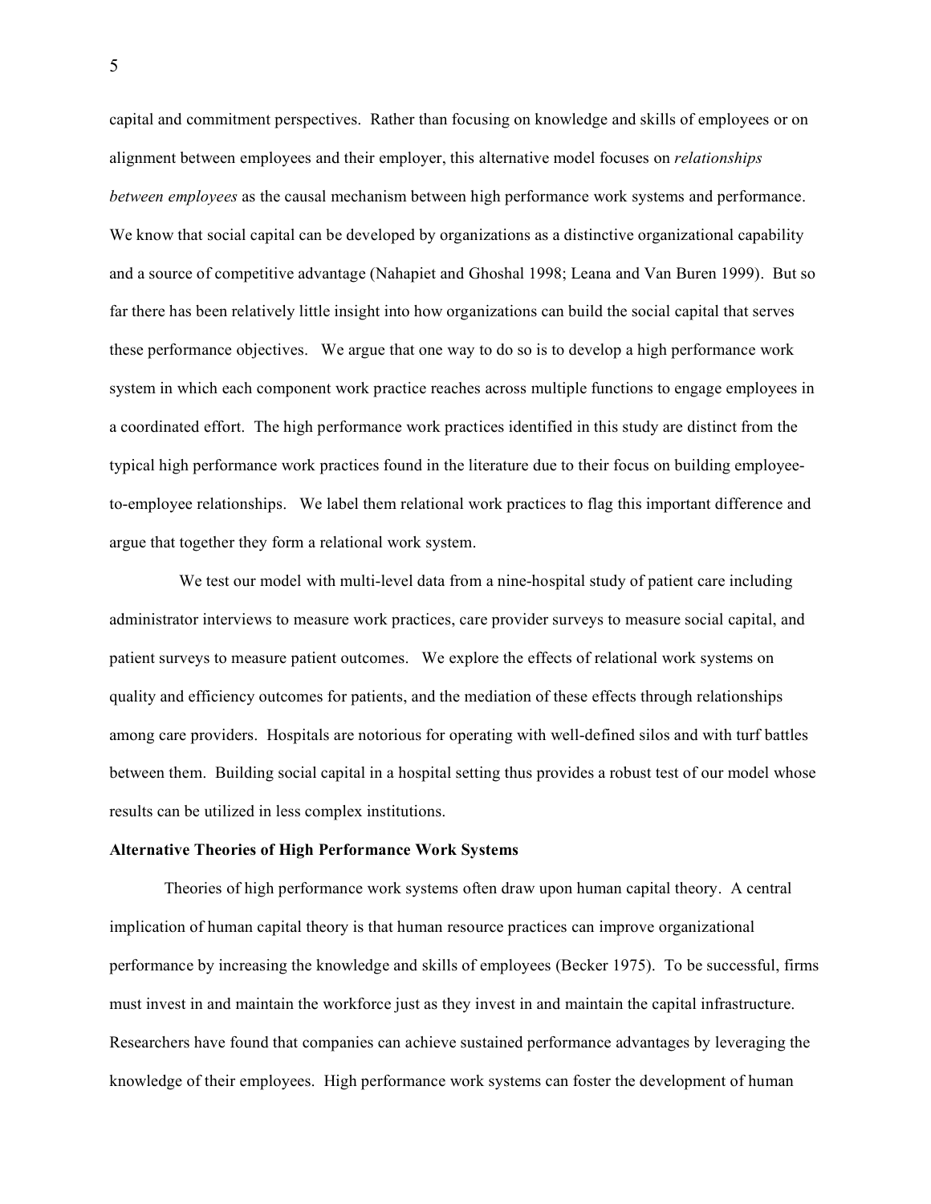capital and commitment perspectives. Rather than focusing on knowledge and skills of employees or on alignment between employees and their employer, this alternative model focuses on *relationships between employees* as the causal mechanism between high performance work systems and performance. We know that social capital can be developed by organizations as a distinctive organizational capability and a source of competitive advantage (Nahapiet and Ghoshal 1998; Leana and Van Buren 1999). But so far there has been relatively little insight into how organizations can build the social capital that serves these performance objectives. We argue that one way to do so is to develop a high performance work system in which each component work practice reaches across multiple functions to engage employees in a coordinated effort. The high performance work practices identified in this study are distinct from the typical high performance work practices found in the literature due to their focus on building employee-to-employee relationships. We label them relational work practices to flag this important difference and argue that together they form a relational work system.

We test our model with multi-level data from a nine-hospital study of patient care including administrator interviews to measure work practices, care provider surveys to measure social capital, and patient surveys to measure patient outcomes. We explore the effects of relational work systems on quality and efficiency outcomes for patients, and the mediation of these effects through relationships among care providers. Hospitals are notorious for operating with well-defined silos and with turf battles between them. Building social capital in a hospital setting thus provides a robust test of our model whose results can be utilized in less complex institutions.

**Alternative Theories of High Performance Work Systems**

Theories of high performance work systems often draw upon human capital theory. A central implication of human capital theory is that human resource practices can improve organizational performance by increasing the knowledge and skills of employees (Becker 1975). To be successful, firms must invest in and maintain the workforce just as they invest in and maintain the capital infrastructure. Researchers have found that companies can achieve sustained performance advantages by leveraging the knowledge of their employees. High performance work systems can foster the development of human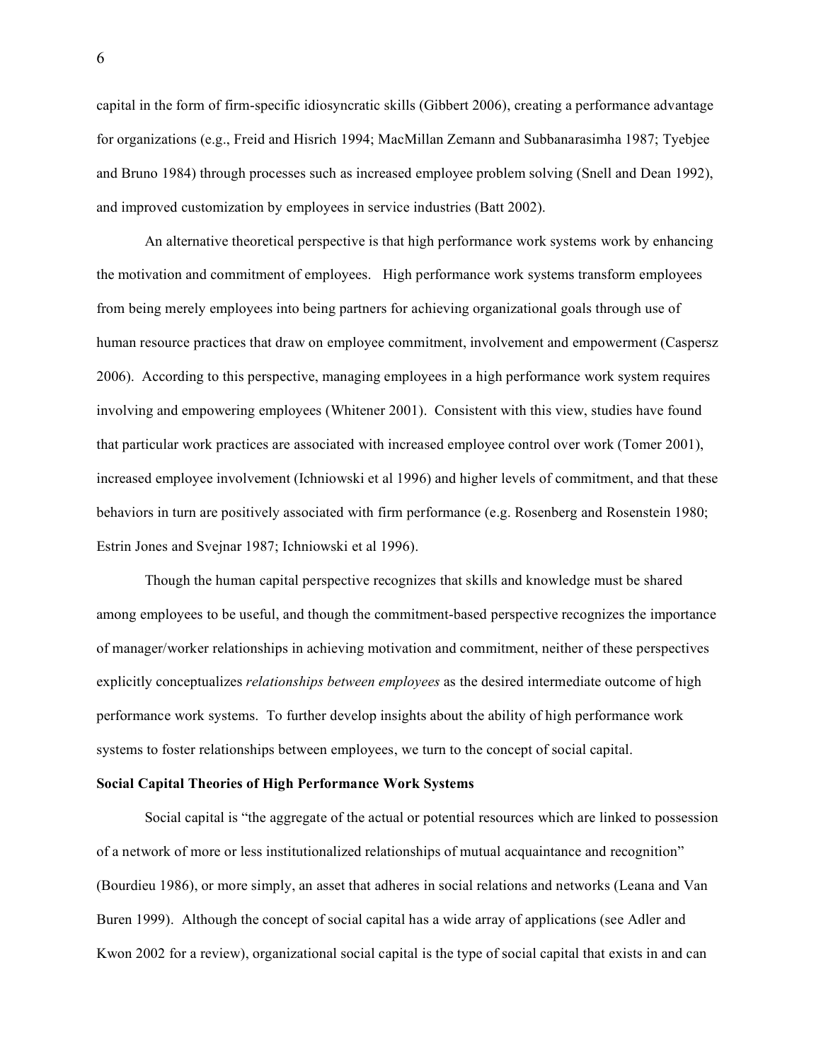capital in the form of firm-specific idiosyncratic skills (Gibbert 2006), creating a performance advantage for organizations (e.g., Freid and Hisrich 1994; MacMillan Zemann and Subbanarasimha 1987; Tyebjee and Bruno 1984) through processes such as increased employee problem solving (Snell and Dean 1992), and improved customization by employees in service industries (Batt 2002).

An alternative theoretical perspective is that high performance work systems work by enhancing the motivation and commitment of employees. High performance work systems transform employees from being merely employees into being partners for achieving organizational goals through use of human resource practices that draw on employee commitment, involvement and empowerment (Caspersz 2006). According to this perspective, managing employees in a high performance work system requires involving and empowering employees (Whitener 2001). Consistent with this view, studies have found that particular work practices are associated with increased employee control over work (Tomer 2001), increased employee involvement (Ichniowski et al 1996) and higher levels of commitment, and that these behaviors in turn are positively associated with firm performance (e.g. Rosenberg and Rosenstein 1980; Estrin Jones and Svejnar 1987; Ichniowski et al 1996).

Though the human capital perspective recognizes that skills and knowledge must be shared among employees to be useful, and though the commitment-based perspective recognizes the importance of manager/worker relationships in achieving motivation and commitment, neither of these perspectives explicitly conceptualizes *relationships between employees* as the desired intermediate outcome of high performance work systems. To further develop insights about the ability of high performance work systems to foster relationships between employees, we turn to the concept of social capital.

**Social Capital Theories of High Performance Work Systems**

Social capital is "the aggregate of the actual or potential resources which are linked to possession of a network of more or less institutionalized relationships of mutual acquaintance and recognition" (Bourdieu 1986), or more simply, an asset that adheres in social relations and networks (Leana and Van Buren 1999). Although the concept of social capital has a wide array of applications (see Adler and Kwon 2002 for a review), organizational social capital is the type of social capital that exists in and can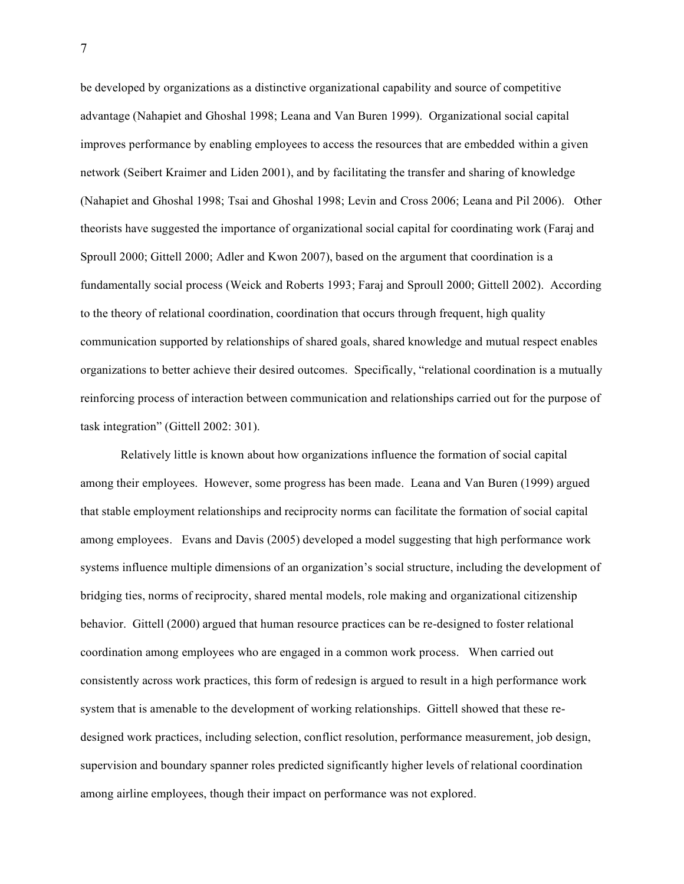be developed by organizations as a distinctive organizational capability and source of competitive advantage (Nahapiet and Ghoshal 1998; Leana and Van Buren 1999). Organizational social capital improves performance by enabling employees to access the resources that are embedded within a given network (Seibert Kraimer and Liden 2001), and by facilitating the transfer and sharing of knowledge (Nahapiet and Ghoshal 1998; Tsai and Ghoshal 1998; Levin and Cross 2006; Leana and Pil 2006). Other theorists have suggested the importance of organizational social capital for coordinating work (Faraj and Sproull 2000; Gittell 2000; Adler and Kwon 2007), based on the argument that coordination is a fundamentally social process (Weick and Roberts 1993; Faraj and Sproull 2000; Gittell 2002). According to the theory of relational coordination, coordination that occurs through frequent, high quality communication supported by relationships of shared goals, shared knowledge and mutual respect enables organizations to better achieve their desired outcomes. Specifically, "relational coordination is a mutually reinforcing process of interaction between communication and relationships carried out for the purpose of task integration" (Gittell 2002: 301).

Relatively little is known about how organizations influence the formation of social capital among their employees. However, some progress has been made. Leana and Van Buren (1999) argued that stable employment relationships and reciprocity norms can facilitate the formation of social capital among employees. Evans and Davis (2005) developed a model suggesting that high performance work systems influence multiple dimensions of an organization's social structure, including the development of bridging ties, norms of reciprocity, shared mental models, role making and organizational citizenship behavior. Gittell (2000) argued that human resource practices can be re-designed to foster relational coordination among employees who are engaged in a common work process. When carried out consistently across work practices, this form of redesign is argued to result in a high performance work system that is amenable to the development of working relationships. Gittell showed that these re-designed work practices, including selection, conflict resolution, performance measurement, job design, supervision and boundary spanner roles predicted significantly higher levels of relational coordination among airline employees, though their impact on performance was not explored.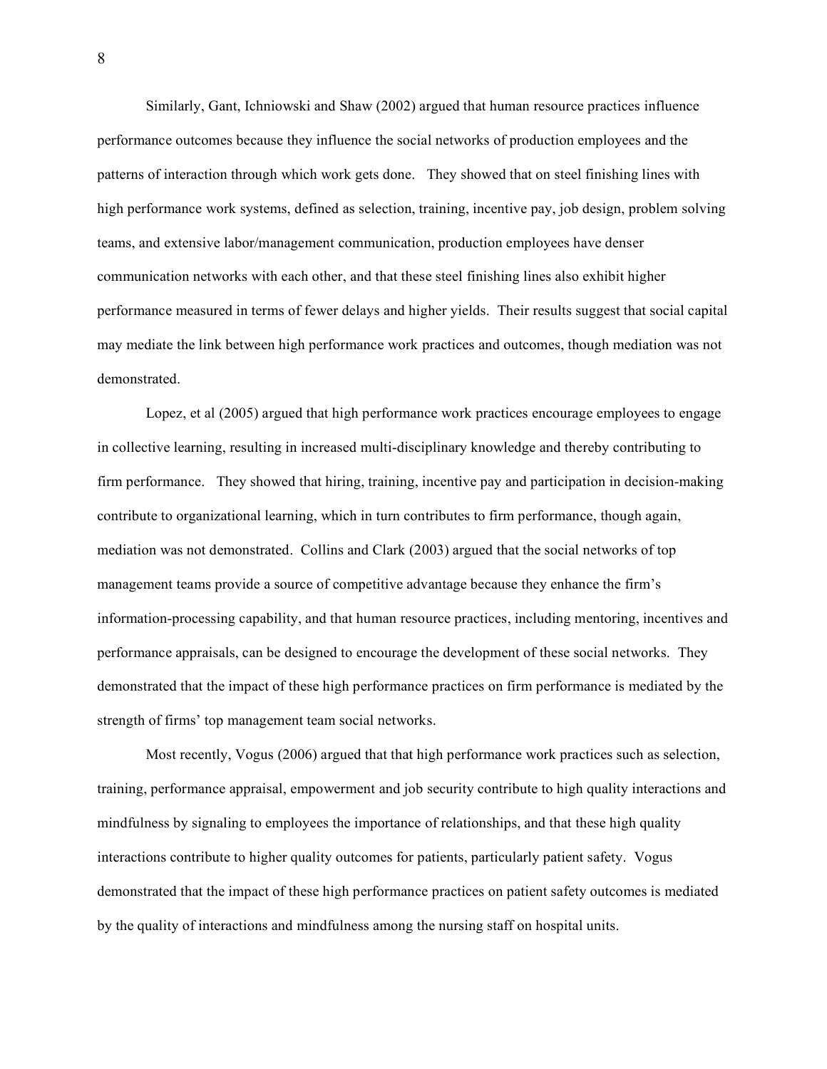Similarly, Gant, Ichniowski and Shaw (2002) argued that human resource practices influence performance outcomes because they influence the social networks of production employees and the patterns of interaction through which work gets done. They showed that on steel finishing lines with high performance work systems, defined as selection, training, incentive pay, job design, problem solving teams, and extensive labor/management communication, production employees have denser communication networks with each other, and that these steel finishing lines also exhibit higher performance measured in terms of fewer delays and higher yields. Their results suggest that social capital may mediate the link between high performance work practices and outcomes, though mediation was not demonstrated.

Lopez, et al (2005) argued that high performance work practices encourage employees to engage in collective learning, resulting in increased multi-disciplinary knowledge and thereby contributing to firm performance. They showed that hiring, training, incentive pay and participation in decision-making contribute to organizational learning, which in turn contributes to firm performance, though again, mediation was not demonstrated. Collins and Clark (2003) argued that the social networks of top management teams provide a source of competitive advantage because they enhance the firm's information-processing capability, and that human resource practices, including mentoring, incentives and performance appraisals, can be designed to encourage the development of these social networks. They demonstrated that the impact of these high performance practices on firm performance is mediated by the strength of firms' top management team social networks.

Most recently, Vogus (2006) argued that that high performance work practices such as selection, training, performance appraisal, empowerment and job security contribute to high quality interactions and mindfulness by signaling to employees the importance of relationships, and that these high quality interactions contribute to higher quality outcomes for patients, particularly patient safety. Vogus demonstrated that the impact of these high performance practices on patient safety outcomes is mediated by the quality of interactions and mindfulness among the nursing staff on hospital units.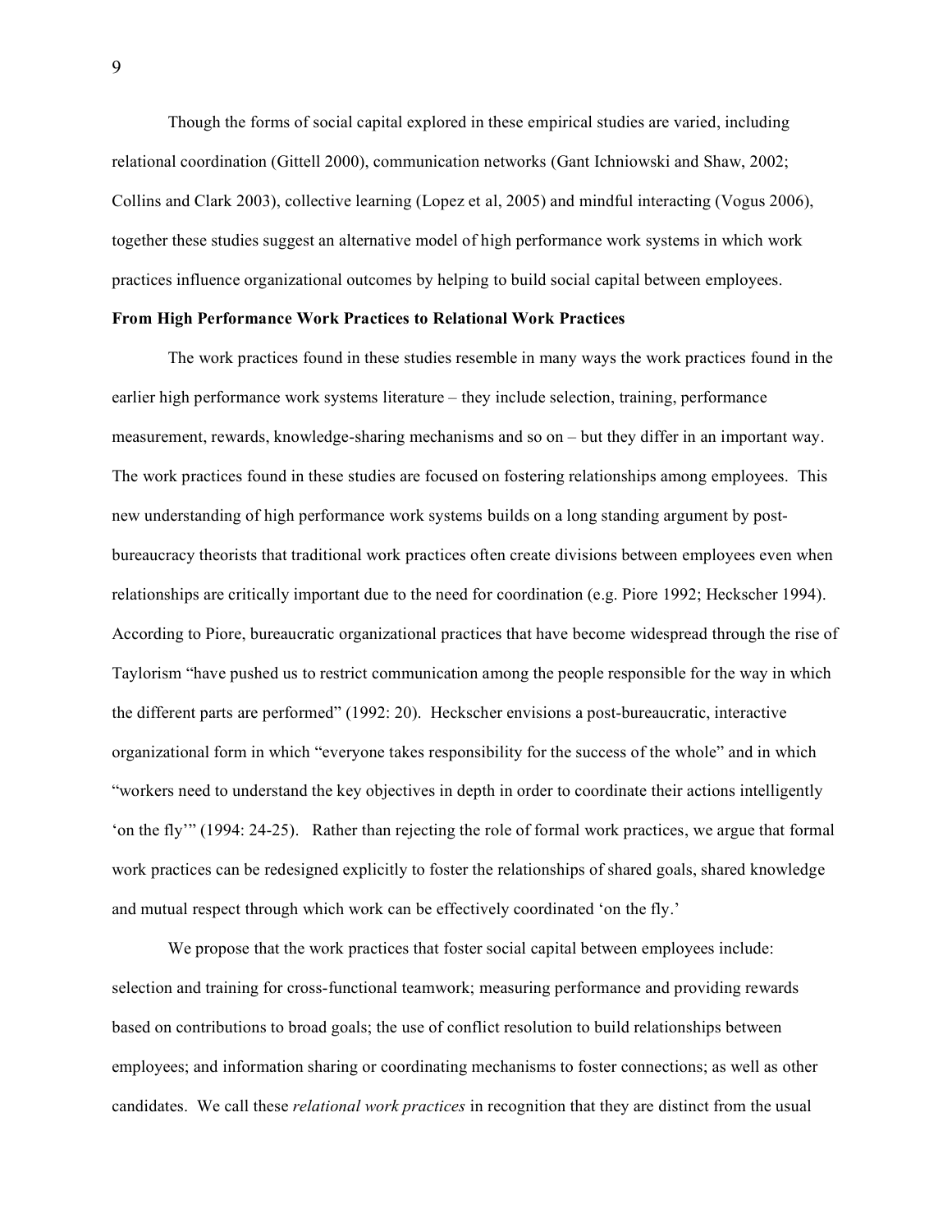Though the forms of social capital explored in these empirical studies are varied, including relational coordination (Gittell 2000), communication networks (Gant Ichniowski and Shaw, 2002; Collins and Clark 2003), collective learning (Lopez et al, 2005) and mindful interacting (Vogus 2006), together these studies suggest an alternative model of high performance work systems in which work practices influence organizational outcomes by helping to build social capital between employees.

**From High Performance Work Practices to Relational Work Practices**

The work practices found in these studies resemble in many ways the work practices found in the earlier high performance work systems literature – they include selection, training, performance measurement, rewards, knowledge-sharing mechanisms and so on – but they differ in an important way. The work practices found in these studies are focused on fostering relationships among employees. This new understanding of high performance work systems builds on a long standing argument by post-bureaucracy theorists that traditional work practices often create divisions between employees even when relationships are critically important due to the need for coordination (e.g. Piore 1992; Heckscher 1994). According to Piore, bureaucratic organizational practices that have become widespread through the rise of Taylorism "have pushed us to restrict communication among the people responsible for the way in which the different parts are performed" (1992: 20). Heckscher envisions a post-bureaucratic, interactive organizational form in which "everyone takes responsibility for the success of the whole" and in which "workers need to understand the key objectives in depth in order to coordinate their actions intelligently 'on the fly'" (1994: 24-25). Rather than rejecting the role of formal work practices, we argue that formal work practices can be redesigned explicitly to foster the relationships of shared goals, shared knowledge and mutual respect through which work can be effectively coordinated 'on the fly.'

We propose that the work practices that foster social capital between employees include: selection and training for cross-functional teamwork; measuring performance and providing rewards based on contributions to broad goals; the use of conflict resolution to build relationships between employees; and information sharing or coordinating mechanisms to foster connections; as well as other candidates. We call these *relational work practices* in recognition that they are distinct from the usual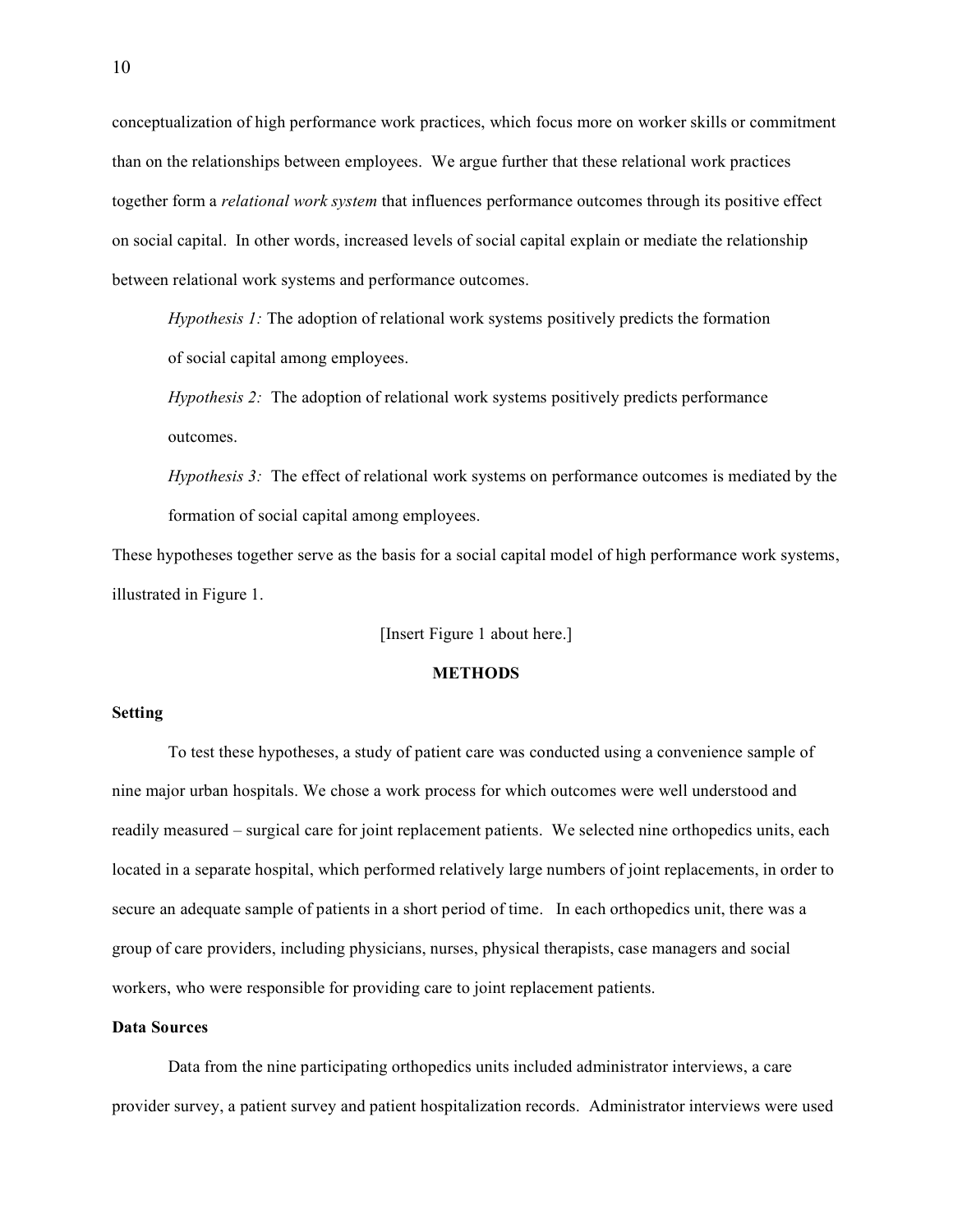conceptualization of high performance work practices, which focus more on worker skills or commitment than on the relationships between employees. We argue further that these relational work practices together form a *relational work system* that influences performance outcomes through its positive effect on social capital. In other words, increased levels of social capital explain or mediate the relationship between relational work systems and performance outcomes.

> *Hypothesis 1:* The adoption of relational work systems positively predicts the formation of social capital among employees.
>
> *Hypothesis 2:* The adoption of relational work systems positively predicts performance outcomes.
>
> *Hypothesis 3:* The effect of relational work systems on performance outcomes is mediated by the formation of social capital among employees.

These hypotheses together serve as the basis for a social capital model of high performance work systems, illustrated in Figure 1.

[Insert Figure 1 about here.]

## METHODS

### Setting

To test these hypotheses, a study of patient care was conducted using a convenience sample of nine major urban hospitals. We chose a work process for which outcomes were well understood and readily measured – surgical care for joint replacement patients. We selected nine orthopedics units, each located in a separate hospital, which performed relatively large numbers of joint replacements, in order to secure an adequate sample of patients in a short period of time. In each orthopedics unit, there was a group of care providers, including physicians, nurses, physical therapists, case managers and social workers, who were responsible for providing care to joint replacement patients.

### Data Sources

Data from the nine participating orthopedics units included administrator interviews, a care provider survey, a patient survey and patient hospitalization records. Administrator interviews were used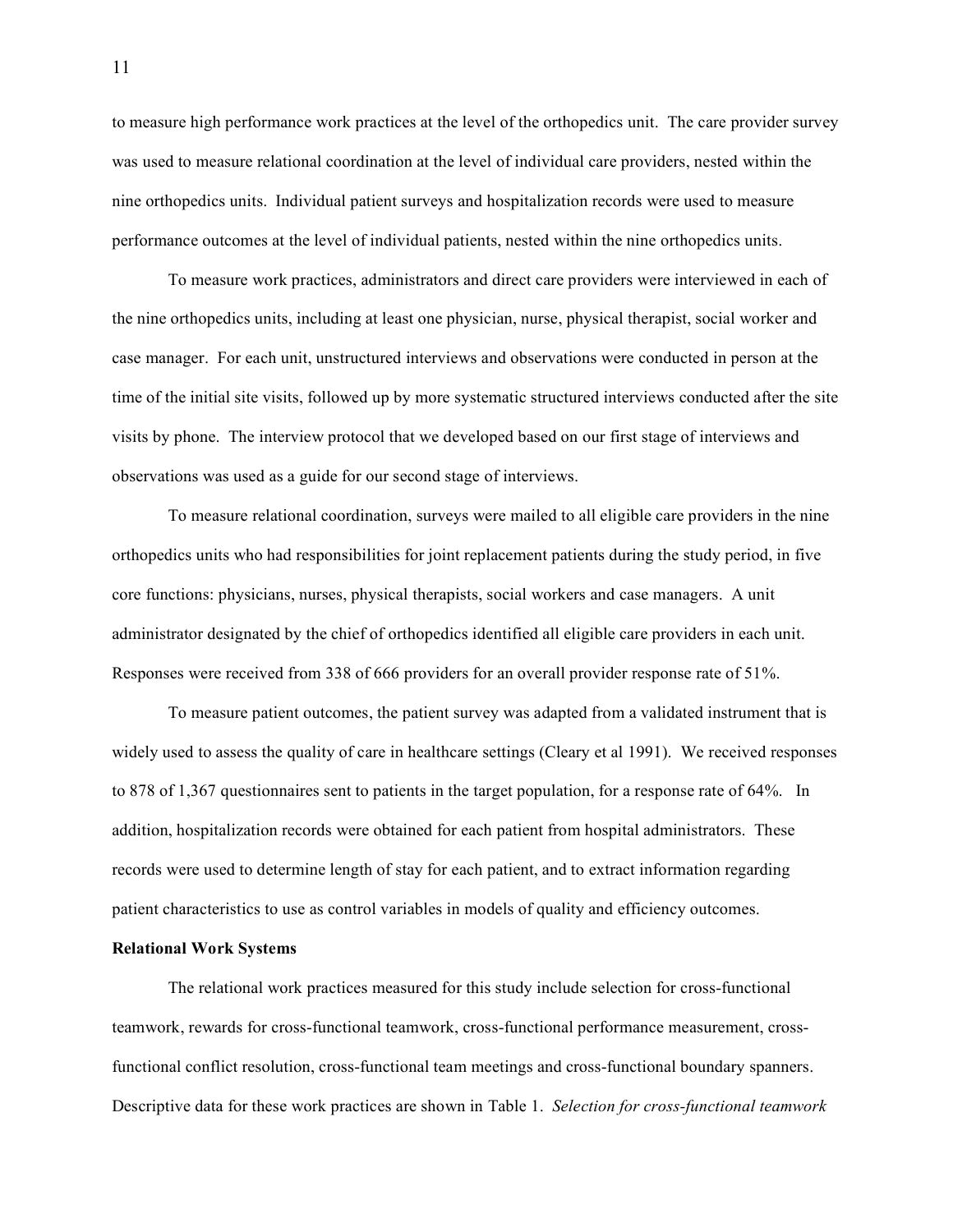to measure high performance work practices at the level of the orthopedics unit. The care provider survey was used to measure relational coordination at the level of individual care providers, nested within the nine orthopedics units. Individual patient surveys and hospitalization records were used to measure performance outcomes at the level of individual patients, nested within the nine orthopedics units.

To measure work practices, administrators and direct care providers were interviewed in each of the nine orthopedics units, including at least one physician, nurse, physical therapist, social worker and case manager. For each unit, unstructured interviews and observations were conducted in person at the time of the initial site visits, followed up by more systematic structured interviews conducted after the site visits by phone. The interview protocol that we developed based on our first stage of interviews and observations was used as a guide for our second stage of interviews.

To measure relational coordination, surveys were mailed to all eligible care providers in the nine orthopedics units who had responsibilities for joint replacement patients during the study period, in five core functions: physicians, nurses, physical therapists, social workers and case managers. A unit administrator designated by the chief of orthopedics identified all eligible care providers in each unit. Responses were received from 338 of 666 providers for an overall provider response rate of 51%.

To measure patient outcomes, the patient survey was adapted from a validated instrument that is widely used to assess the quality of care in healthcare settings (Cleary et al 1991). We received responses to 878 of 1,367 questionnaires sent to patients in the target population, for a response rate of 64%. In addition, hospitalization records were obtained for each patient from hospital administrators. These records were used to determine length of stay for each patient, and to extract information regarding patient characteristics to use as control variables in models of quality and efficiency outcomes.

**Relational Work Systems**

The relational work practices measured for this study include selection for cross-functional teamwork, rewards for cross-functional teamwork, cross-functional performance measurement, cross-functional conflict resolution, cross-functional team meetings and cross-functional boundary spanners. Descriptive data for these work practices are shown in Table 1. *Selection for cross-functional teamwork*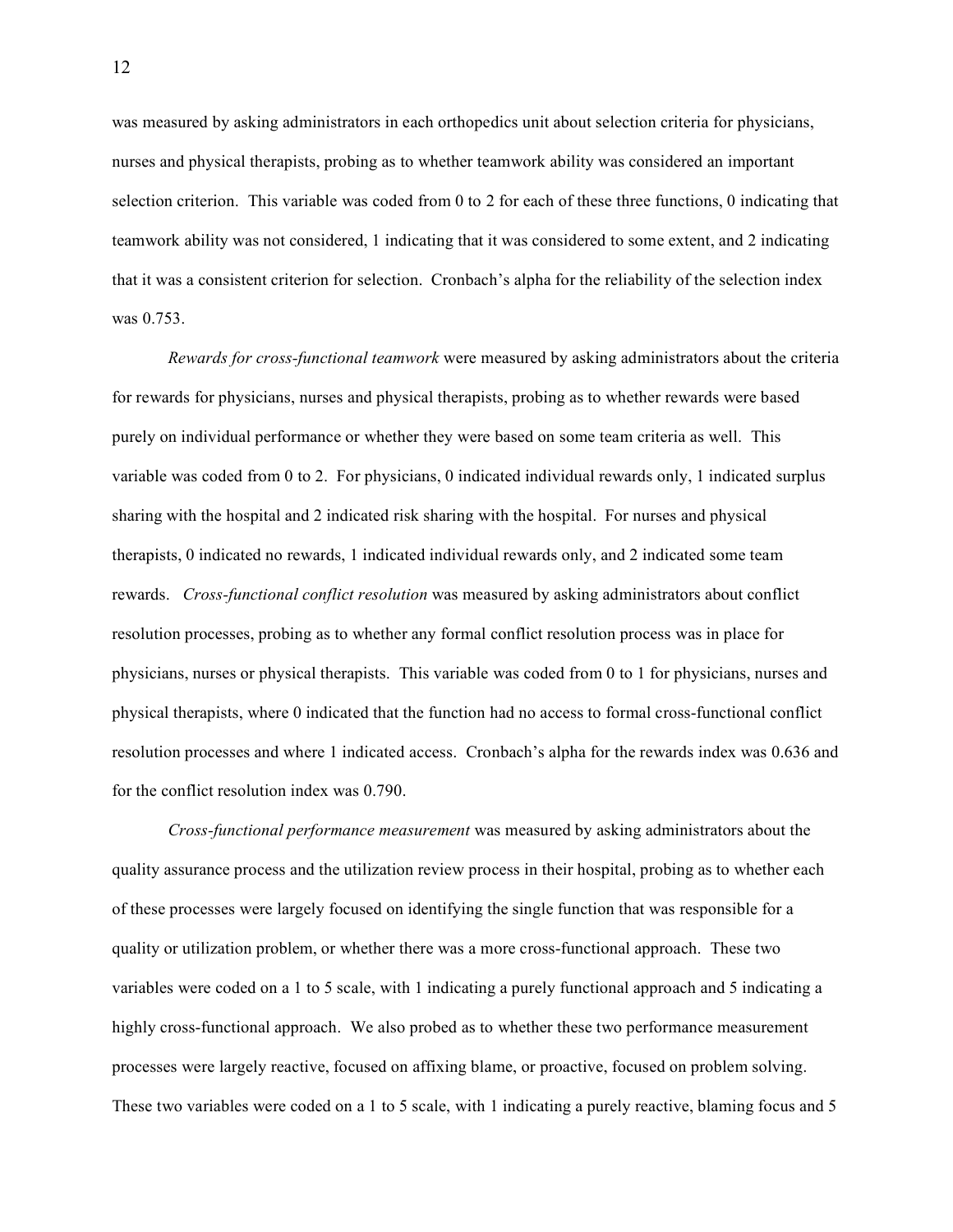was measured by asking administrators in each orthopedics unit about selection criteria for physicians, nurses and physical therapists, probing as to whether teamwork ability was considered an important selection criterion. This variable was coded from 0 to 2 for each of these three functions, 0 indicating that teamwork ability was not considered, 1 indicating that it was considered to some extent, and 2 indicating that it was a consistent criterion for selection. Cronbach's alpha for the reliability of the selection index was 0.753.

*Rewards for cross-functional teamwork* were measured by asking administrators about the criteria for rewards for physicians, nurses and physical therapists, probing as to whether rewards were based purely on individual performance or whether they were based on some team criteria as well. This variable was coded from 0 to 2. For physicians, 0 indicated individual rewards only, 1 indicated surplus sharing with the hospital and 2 indicated risk sharing with the hospital. For nurses and physical therapists, 0 indicated no rewards, 1 indicated individual rewards only, and 2 indicated some team rewards. *Cross-functional conflict resolution* was measured by asking administrators about conflict resolution processes, probing as to whether any formal conflict resolution process was in place for physicians, nurses or physical therapists. This variable was coded from 0 to 1 for physicians, nurses and physical therapists, where 0 indicated that the function had no access to formal cross-functional conflict resolution processes and where 1 indicated access. Cronbach's alpha for the rewards index was 0.636 and for the conflict resolution index was 0.790.

*Cross-functional performance measurement* was measured by asking administrators about the quality assurance process and the utilization review process in their hospital, probing as to whether each of these processes were largely focused on identifying the single function that was responsible for a quality or utilization problem, or whether there was a more cross-functional approach. These two variables were coded on a 1 to 5 scale, with 1 indicating a purely functional approach and 5 indicating a highly cross-functional approach. We also probed as to whether these two performance measurement processes were largely reactive, focused on affixing blame, or proactive, focused on problem solving. These two variables were coded on a 1 to 5 scale, with 1 indicating a purely reactive, blaming focus and 5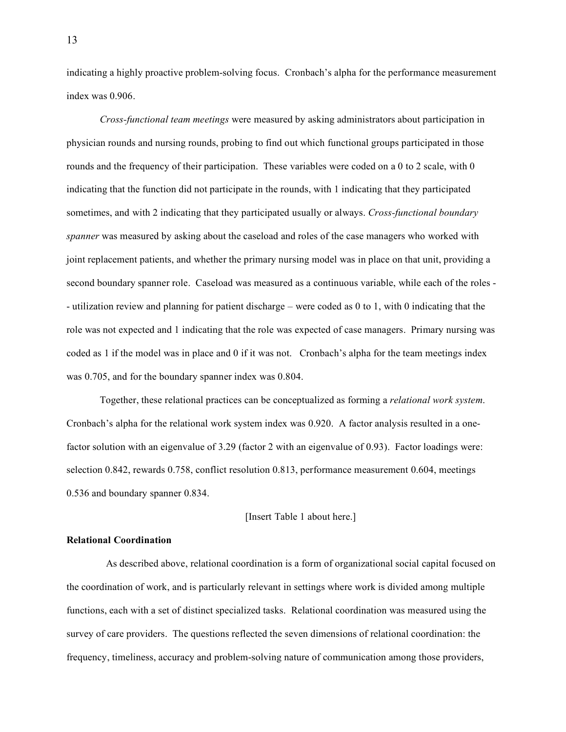indicating a highly proactive problem-solving focus. Cronbach's alpha for the performance measurement index was 0.906.

*Cross-functional team meetings* were measured by asking administrators about participation in physician rounds and nursing rounds, probing to find out which functional groups participated in those rounds and the frequency of their participation. These variables were coded on a 0 to 2 scale, with 0 indicating that the function did not participate in the rounds, with 1 indicating that they participated sometimes, and with 2 indicating that they participated usually or always. *Cross-functional boundary spanner* was measured by asking about the caseload and roles of the case managers who worked with joint replacement patients, and whether the primary nursing model was in place on that unit, providing a second boundary spanner role. Caseload was measured as a continuous variable, while each of the roles -- utilization review and planning for patient discharge – were coded as 0 to 1, with 0 indicating that the role was not expected and 1 indicating that the role was expected of case managers. Primary nursing was coded as 1 if the model was in place and 0 if it was not. Cronbach's alpha for the team meetings index was 0.705, and for the boundary spanner index was 0.804.

Together, these relational practices can be conceptualized as forming a *relational work system*. Cronbach's alpha for the relational work system index was 0.920. A factor analysis resulted in a one-factor solution with an eigenvalue of 3.29 (factor 2 with an eigenvalue of 0.93). Factor loadings were: selection 0.842, rewards 0.758, conflict resolution 0.813, performance measurement 0.604, meetings 0.536 and boundary spanner 0.834.

[Insert Table 1 about here.]

**Relational Coordination**

As described above, relational coordination is a form of organizational social capital focused on the coordination of work, and is particularly relevant in settings where work is divided among multiple functions, each with a set of distinct specialized tasks. Relational coordination was measured using the survey of care providers. The questions reflected the seven dimensions of relational coordination: the frequency, timeliness, accuracy and problem-solving nature of communication among those providers,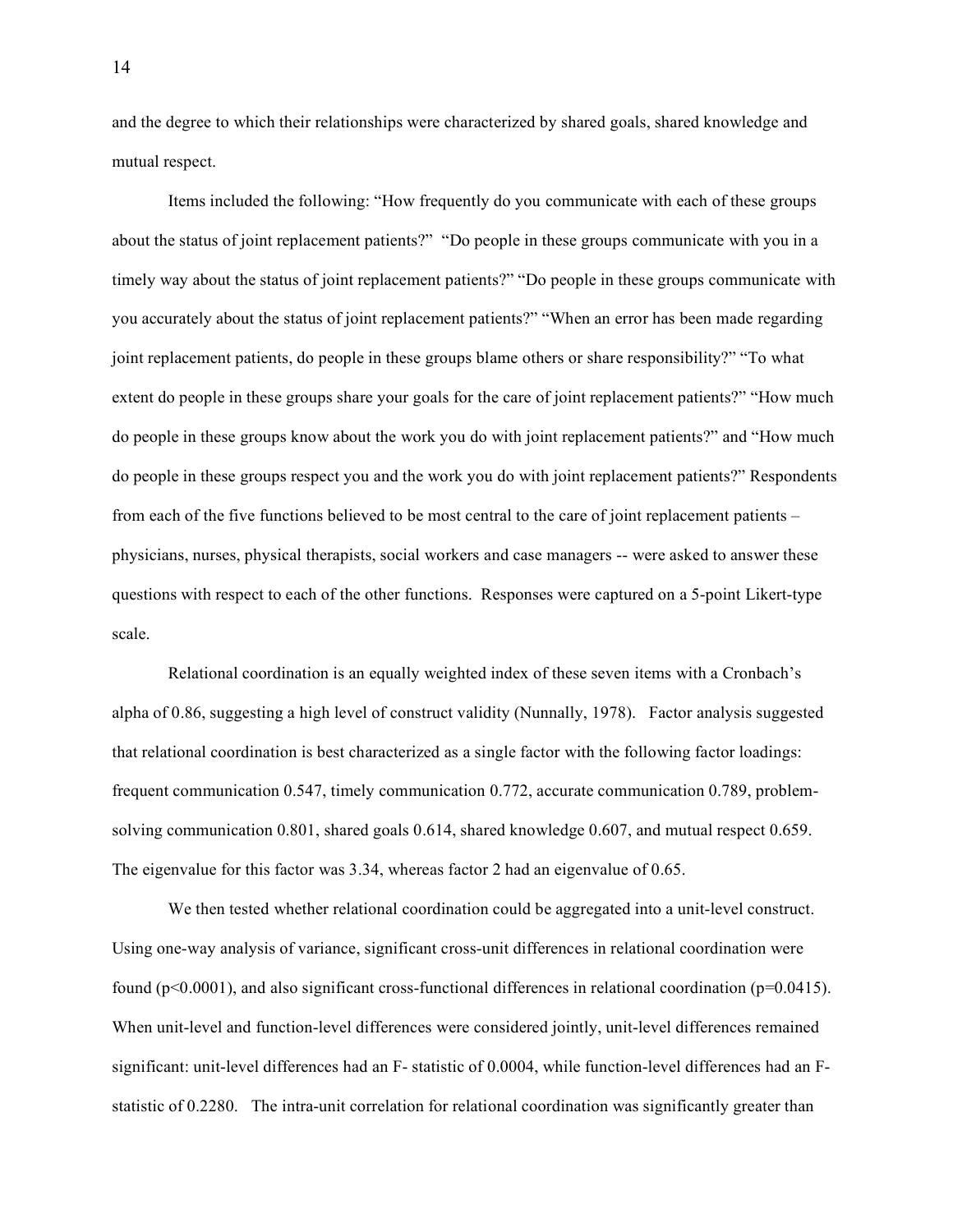and the degree to which their relationships were characterized by shared goals, shared knowledge and mutual respect.

Items included the following: "How frequently do you communicate with each of these groups about the status of joint replacement patients?" "Do people in these groups communicate with you in a timely way about the status of joint replacement patients?" "Do people in these groups communicate with you accurately about the status of joint replacement patients?" "When an error has been made regarding joint replacement patients, do people in these groups blame others or share responsibility?" "To what extent do people in these groups share your goals for the care of joint replacement patients?" "How much do people in these groups know about the work you do with joint replacement patients?" and "How much do people in these groups respect you and the work you do with joint replacement patients?" Respondents from each of the five functions believed to be most central to the care of joint replacement patients – physicians, nurses, physical therapists, social workers and case managers -- were asked to answer these questions with respect to each of the other functions. Responses were captured on a 5-point Likert-type scale.

Relational coordination is an equally weighted index of these seven items with a Cronbach's alpha of 0.86, suggesting a high level of construct validity (Nunnally, 1978). Factor analysis suggested that relational coordination is best characterized as a single factor with the following factor loadings: frequent communication 0.547, timely communication 0.772, accurate communication 0.789, problem-solving communication 0.801, shared goals 0.614, shared knowledge 0.607, and mutual respect 0.659. The eigenvalue for this factor was 3.34, whereas factor 2 had an eigenvalue of 0.65.

We then tested whether relational coordination could be aggregated into a unit-level construct. Using one-way analysis of variance, significant cross-unit differences in relational coordination were found ($p<0.0001$), and also significant cross-functional differences in relational coordination ($p=0.0415$). When unit-level and function-level differences were considered jointly, unit-level differences remained significant: unit-level differences had an F- statistic of 0.0004, while function-level differences had an F-statistic of 0.2280. The intra-unit correlation for relational coordination was significantly greater than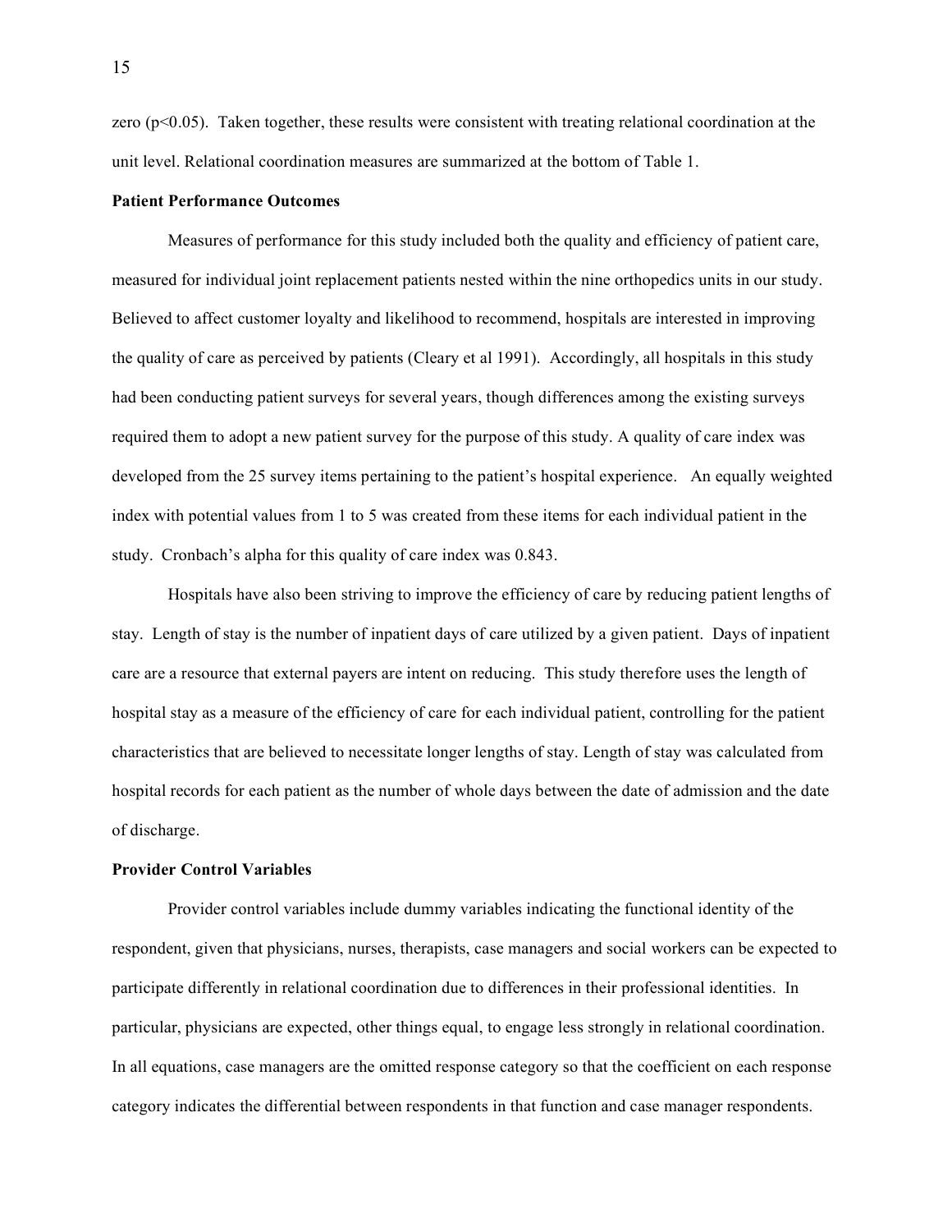zero ($p<0.05$). Taken together, these results were consistent with treating relational coordination at the unit level. Relational coordination measures are summarized at the bottom of Table 1.

**Patient Performance Outcomes**

Measures of performance for this study included both the quality and efficiency of patient care, measured for individual joint replacement patients nested within the nine orthopedics units in our study. Believed to affect customer loyalty and likelihood to recommend, hospitals are interested in improving the quality of care as perceived by patients (Cleary et al 1991). Accordingly, all hospitals in this study had been conducting patient surveys for several years, though differences among the existing surveys required them to adopt a new patient survey for the purpose of this study. A quality of care index was developed from the 25 survey items pertaining to the patient's hospital experience. An equally weighted index with potential values from 1 to 5 was created from these items for each individual patient in the study. Cronbach's alpha for this quality of care index was 0.843.

Hospitals have also been striving to improve the efficiency of care by reducing patient lengths of stay. Length of stay is the number of inpatient days of care utilized by a given patient. Days of inpatient care are a resource that external payers are intent on reducing. This study therefore uses the length of hospital stay as a measure of the efficiency of care for each individual patient, controlling for the patient characteristics that are believed to necessitate longer lengths of stay. Length of stay was calculated from hospital records for each patient as the number of whole days between the date of admission and the date of discharge.

**Provider Control Variables**

Provider control variables include dummy variables indicating the functional identity of the respondent, given that physicians, nurses, therapists, case managers and social workers can be expected to participate differently in relational coordination due to differences in their professional identities. In particular, physicians are expected, other things equal, to engage less strongly in relational coordination. In all equations, case managers are the omitted response category so that the coefficient on each response category indicates the differential between respondents in that function and case manager respondents.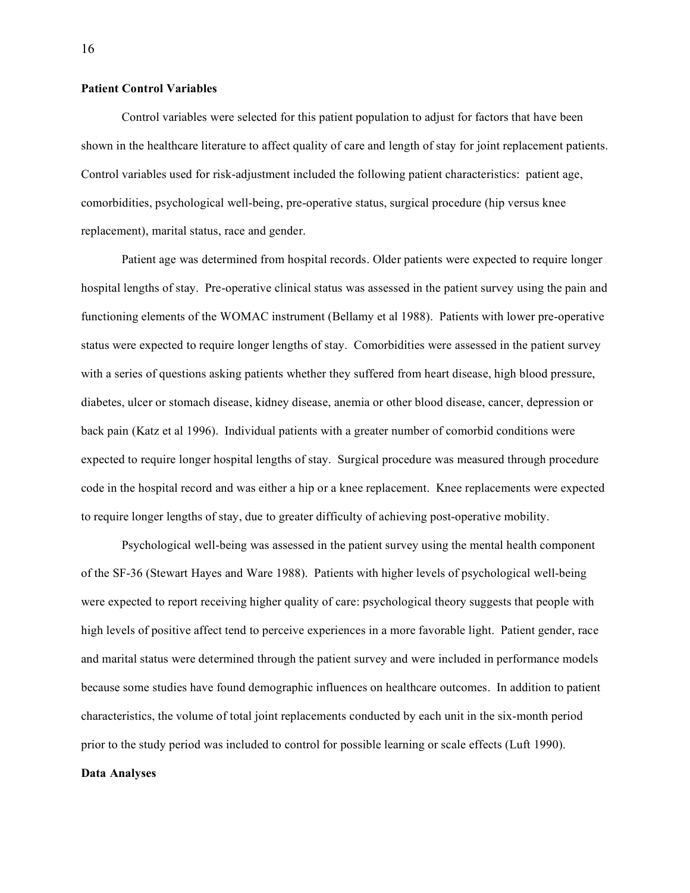**Patient Control Variables**

Control variables were selected for this patient population to adjust for factors that have been shown in the healthcare literature to affect quality of care and length of stay for joint replacement patients. Control variables used for risk-adjustment included the following patient characteristics: patient age, comorbidities, psychological well-being, pre-operative status, surgical procedure (hip versus knee replacement), marital status, race and gender.

Patient age was determined from hospital records. Older patients were expected to require longer hospital lengths of stay. Pre-operative clinical status was assessed in the patient survey using the pain and functioning elements of the WOMAC instrument (Bellamy et al 1988). Patients with lower pre-operative status were expected to require longer lengths of stay. Comorbidities were assessed in the patient survey with a series of questions asking patients whether they suffered from heart disease, high blood pressure, diabetes, ulcer or stomach disease, kidney disease, anemia or other blood disease, cancer, depression or back pain (Katz et al 1996). Individual patients with a greater number of comorbid conditions were expected to require longer hospital lengths of stay. Surgical procedure was measured through procedure code in the hospital record and was either a hip or a knee replacement. Knee replacements were expected to require longer lengths of stay, due to greater difficulty of achieving post-operative mobility.

Psychological well-being was assessed in the patient survey using the mental health component of the SF-36 (Stewart Hayes and Ware 1988). Patients with higher levels of psychological well-being were expected to report receiving higher quality of care: psychological theory suggests that people with high levels of positive affect tend to perceive experiences in a more favorable light. Patient gender, race and marital status were determined through the patient survey and were included in performance models because some studies have found demographic influences on healthcare outcomes. In addition to patient characteristics, the volume of total joint replacements conducted by each unit in the six-month period prior to the study period was included to control for possible learning or scale effects (Luft 1990).

**Data Analyses**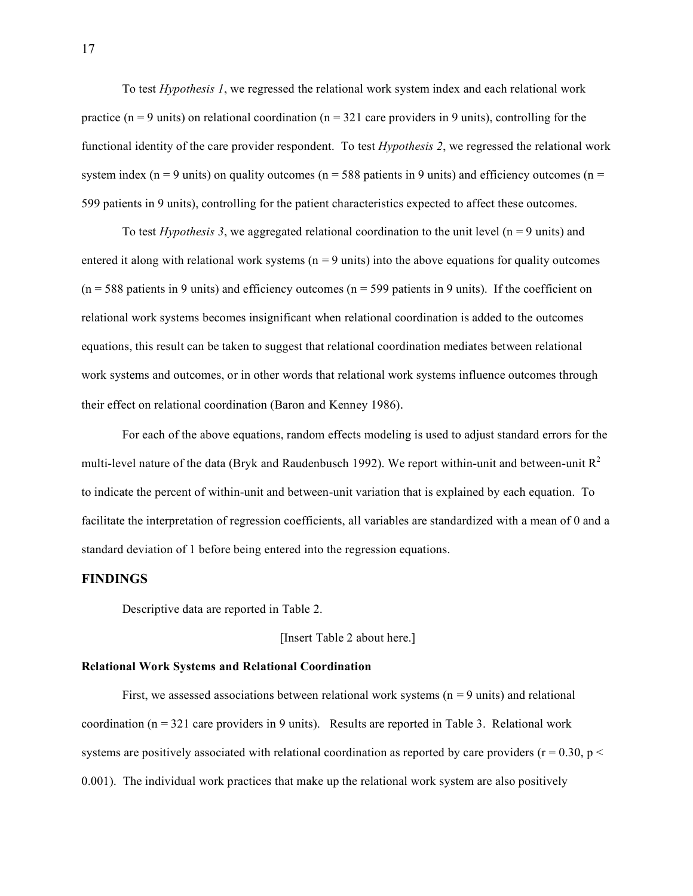To test *Hypothesis 1*, we regressed the relational work system index and each relational work practice (n = 9 units) on relational coordination (n = 321 care providers in 9 units), controlling for the functional identity of the care provider respondent. To test *Hypothesis 2*, we regressed the relational work system index (n = 9 units) on quality outcomes (n = 588 patients in 9 units) and efficiency outcomes (n = 599 patients in 9 units), controlling for the patient characteristics expected to affect these outcomes.

To test *Hypothesis 3*, we aggregated relational coordination to the unit level (n = 9 units) and entered it along with relational work systems (n = 9 units) into the above equations for quality outcomes (n = 588 patients in 9 units) and efficiency outcomes (n = 599 patients in 9 units). If the coefficient on relational work systems becomes insignificant when relational coordination is added to the outcomes equations, this result can be taken to suggest that relational coordination mediates between relational work systems and outcomes, or in other words that relational work systems influence outcomes through their effect on relational coordination (Baron and Kenney 1986).

For each of the above equations, random effects modeling is used to adjust standard errors for the multi-level nature of the data (Bryk and Raudenbusch 1992). We report within-unit and between-unit $R^2$ to indicate the percent of within-unit and between-unit variation that is explained by each equation. To facilitate the interpretation of regression coefficients, all variables are standardized with a mean of 0 and a standard deviation of 1 before being entered into the regression equations.

## FINDINGS

Descriptive data are reported in Table 2.

[Insert Table 2 about here.]

### Relational Work Systems and Relational Coordination

First, we assessed associations between relational work systems (n = 9 units) and relational coordination (n = 321 care providers in 9 units). Results are reported in Table 3. Relational work systems are positively associated with relational coordination as reported by care providers ($r = 0.30$, $p < 0.001$). The individual work practices that make up the relational work system are also positively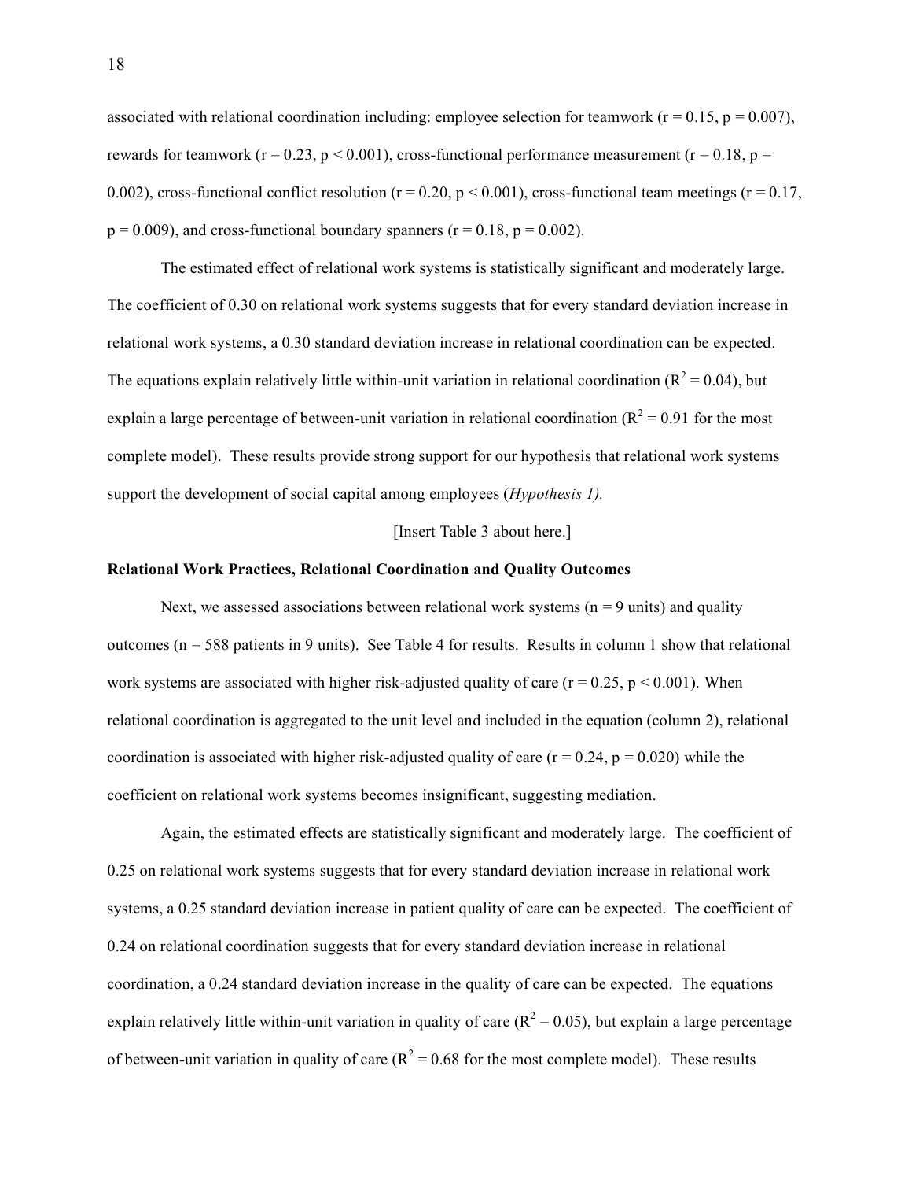associated with relational coordination including: employee selection for teamwork ($r = 0.15$, $p = 0.007$), rewards for teamwork ($r = 0.23$, $p < 0.001$), cross-functional performance measurement ($r = 0.18$, $p = 0.002$), cross-functional conflict resolution ($r = 0.20$, $p < 0.001$), cross-functional team meetings ($r = 0.17$, $p = 0.009$), and cross-functional boundary spanners ($r = 0.18$, $p = 0.002$).

The estimated effect of relational work systems is statistically significant and moderately large. The coefficient of 0.30 on relational work systems suggests that for every standard deviation increase in relational work systems, a 0.30 standard deviation increase in relational coordination can be expected. The equations explain relatively little within-unit variation in relational coordination ($R^2 = 0.04$), but explain a large percentage of between-unit variation in relational coordination ($R^2 = 0.91$ for the most complete model). These results provide strong support for our hypothesis that relational work systems support the development of social capital among employees (*Hypothesis 1).*

[Insert Table 3 about here.]

**Relational Work Practices, Relational Coordination and Quality Outcomes**

Next, we assessed associations between relational work systems ($n = 9$ units) and quality outcomes ($n = 588$ patients in 9 units). See Table 4 for results. Results in column 1 show that relational work systems are associated with higher risk-adjusted quality of care ($r = 0.25$, $p < 0.001$). When relational coordination is aggregated to the unit level and included in the equation (column 2), relational coordination is associated with higher risk-adjusted quality of care ($r = 0.24$, $p = 0.020$) while the coefficient on relational work systems becomes insignificant, suggesting mediation.

Again, the estimated effects are statistically significant and moderately large. The coefficient of 0.25 on relational work systems suggests that for every standard deviation increase in relational work systems, a 0.25 standard deviation increase in patient quality of care can be expected. The coefficient of 0.24 on relational coordination suggests that for every standard deviation increase in relational coordination, a 0.24 standard deviation increase in the quality of care can be expected. The equations explain relatively little within-unit variation in quality of care ($R^2 = 0.05$), but explain a large percentage of between-unit variation in quality of care ($R^2 = 0.68$ for the most complete model). These results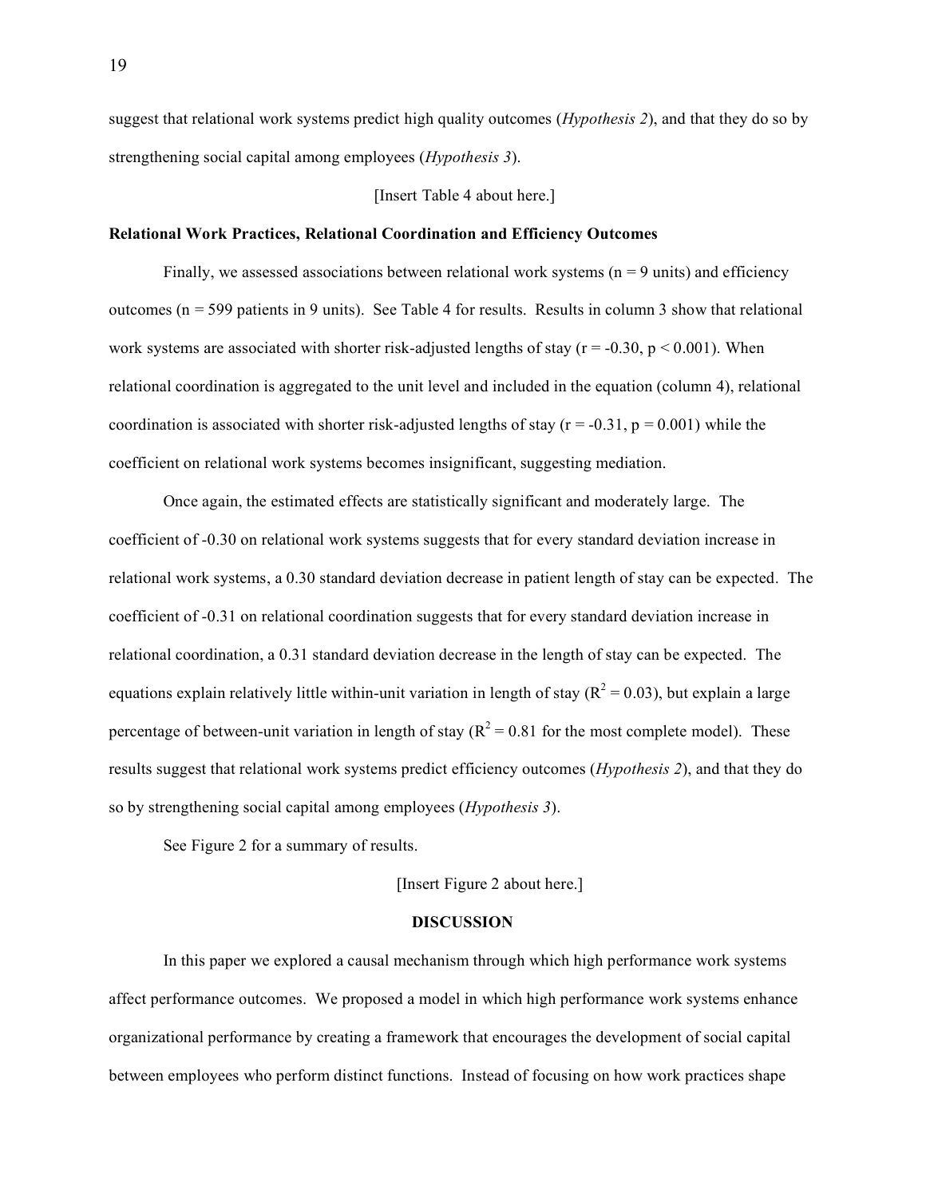suggest that relational work systems predict high quality outcomes (*Hypothesis 2*), and that they do so by strengthening social capital among employees (*Hypothesis 3*).

[Insert Table 4 about here.]

**Relational Work Practices, Relational Coordination and Efficiency Outcomes**

Finally, we assessed associations between relational work systems ($n = 9$ units) and efficiency outcomes ($n = 599$ patients in 9 units). See Table 4 for results. Results in column 3 show that relational work systems are associated with shorter risk-adjusted lengths of stay ($r = -0.30$, $p < 0.001$). When relational coordination is aggregated to the unit level and included in the equation (column 4), relational coordination is associated with shorter risk-adjusted lengths of stay ($r = -0.31$, $p = 0.001$) while the coefficient on relational work systems becomes insignificant, suggesting mediation.

Once again, the estimated effects are statistically significant and moderately large. The coefficient of -0.30 on relational work systems suggests that for every standard deviation increase in relational work systems, a 0.30 standard deviation decrease in patient length of stay can be expected. The coefficient of -0.31 on relational coordination suggests that for every standard deviation increase in relational coordination, a 0.31 standard deviation decrease in the length of stay can be expected. The equations explain relatively little within-unit variation in length of stay ($R^2 = 0.03$), but explain a large percentage of between-unit variation in length of stay ($R^2 = 0.81$ for the most complete model). These results suggest that relational work systems predict efficiency outcomes (*Hypothesis 2*), and that they do so by strengthening social capital among employees (*Hypothesis 3*).

See Figure 2 for a summary of results.

[Insert Figure 2 about here.]

## DISCUSSION

In this paper we explored a causal mechanism through which high performance work systems affect performance outcomes. We proposed a model in which high performance work systems enhance organizational performance by creating a framework that encourages the development of social capital between employees who perform distinct functions. Instead of focusing on how work practices shape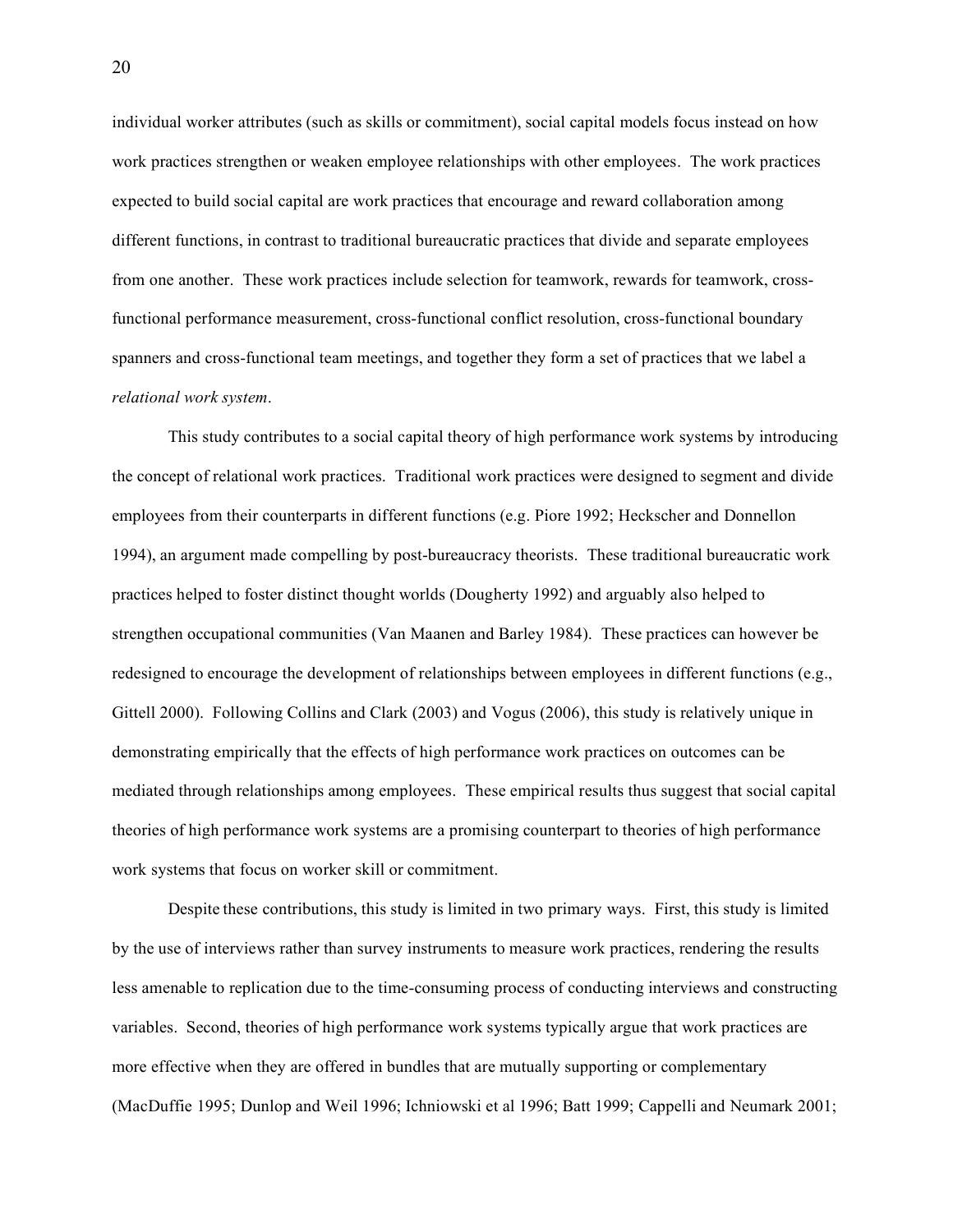individual worker attributes (such as skills or commitment), social capital models focus instead on how work practices strengthen or weaken employee relationships with other employees. The work practices expected to build social capital are work practices that encourage and reward collaboration among different functions, in contrast to traditional bureaucratic practices that divide and separate employees from one another. These work practices include selection for teamwork, rewards for teamwork, cross-functional performance measurement, cross-functional conflict resolution, cross-functional boundary spanners and cross-functional team meetings, and together they form a set of practices that we label a *relational work system*.

This study contributes to a social capital theory of high performance work systems by introducing the concept of relational work practices. Traditional work practices were designed to segment and divide employees from their counterparts in different functions (e.g. Piore 1992; Heckscher and Donnellon 1994), an argument made compelling by post-bureaucracy theorists. These traditional bureaucratic work practices helped to foster distinct thought worlds (Dougherty 1992) and arguably also helped to strengthen occupational communities (Van Maanen and Barley 1984). These practices can however be redesigned to encourage the development of relationships between employees in different functions (e.g., Gittell 2000). Following Collins and Clark (2003) and Vogus (2006), this study is relatively unique in demonstrating empirically that the effects of high performance work practices on outcomes can be mediated through relationships among employees. These empirical results thus suggest that social capital theories of high performance work systems are a promising counterpart to theories of high performance work systems that focus on worker skill or commitment.

Despite these contributions, this study is limited in two primary ways. First, this study is limited by the use of interviews rather than survey instruments to measure work practices, rendering the results less amenable to replication due to the time-consuming process of conducting interviews and constructing variables. Second, theories of high performance work systems typically argue that work practices are more effective when they are offered in bundles that are mutually supporting or complementary (MacDuffie 1995; Dunlop and Weil 1996; Ichniowski et al 1996; Batt 1999; Cappelli and Neumark 2001;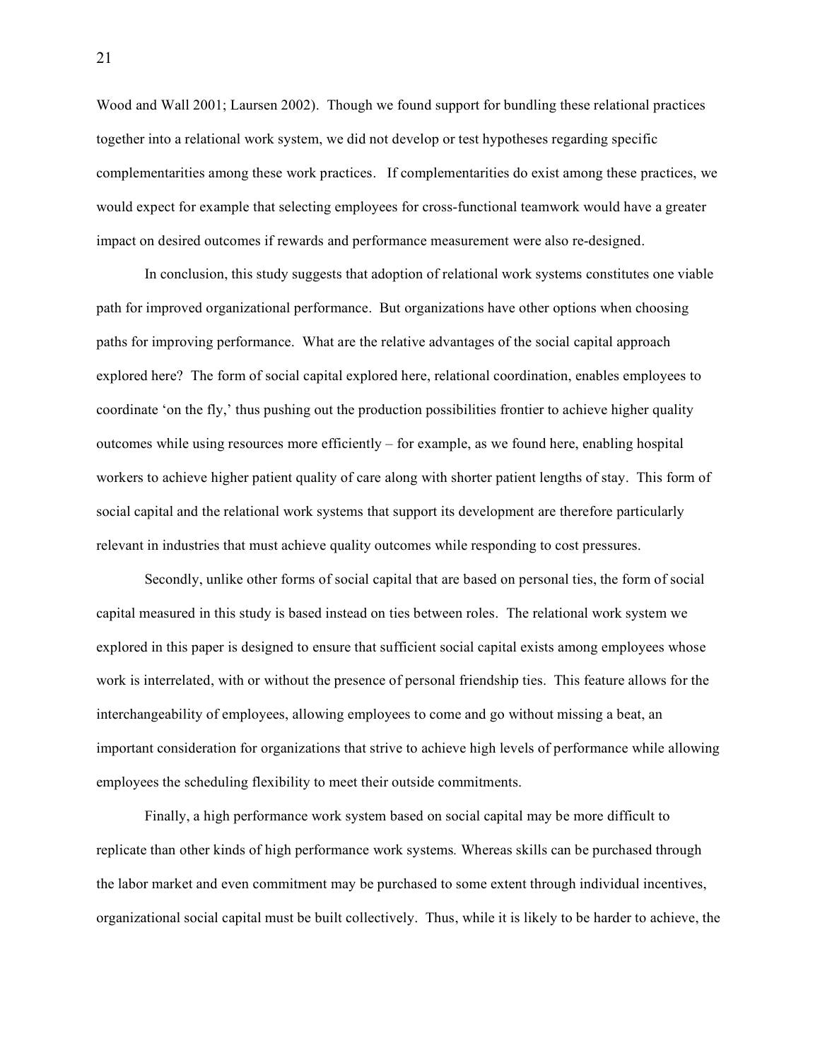Wood and Wall 2001; Laursen 2002). Though we found support for bundling these relational practices together into a relational work system, we did not develop or test hypotheses regarding specific complementarities among these work practices. If complementarities do exist among these practices, we would expect for example that selecting employees for cross-functional teamwork would have a greater impact on desired outcomes if rewards and performance measurement were also re-designed.

In conclusion, this study suggests that adoption of relational work systems constitutes one viable path for improved organizational performance. But organizations have other options when choosing paths for improving performance. What are the relative advantages of the social capital approach explored here? The form of social capital explored here, relational coordination, enables employees to coordinate 'on the fly,' thus pushing out the production possibilities frontier to achieve higher quality outcomes while using resources more efficiently – for example, as we found here, enabling hospital workers to achieve higher patient quality of care along with shorter patient lengths of stay. This form of social capital and the relational work systems that support its development are therefore particularly relevant in industries that must achieve quality outcomes while responding to cost pressures.

Secondly, unlike other forms of social capital that are based on personal ties, the form of social capital measured in this study is based instead on ties between roles. The relational work system we explored in this paper is designed to ensure that sufficient social capital exists among employees whose work is interrelated, with or without the presence of personal friendship ties. This feature allows for the interchangeability of employees, allowing employees to come and go without missing a beat, an important consideration for organizations that strive to achieve high levels of performance while allowing employees the scheduling flexibility to meet their outside commitments.

Finally, a high performance work system based on social capital may be more difficult to replicate than other kinds of high performance work systems. Whereas skills can be purchased through the labor market and even commitment may be purchased to some extent through individual incentives, organizational social capital must be built collectively. Thus, while it is likely to be harder to achieve, the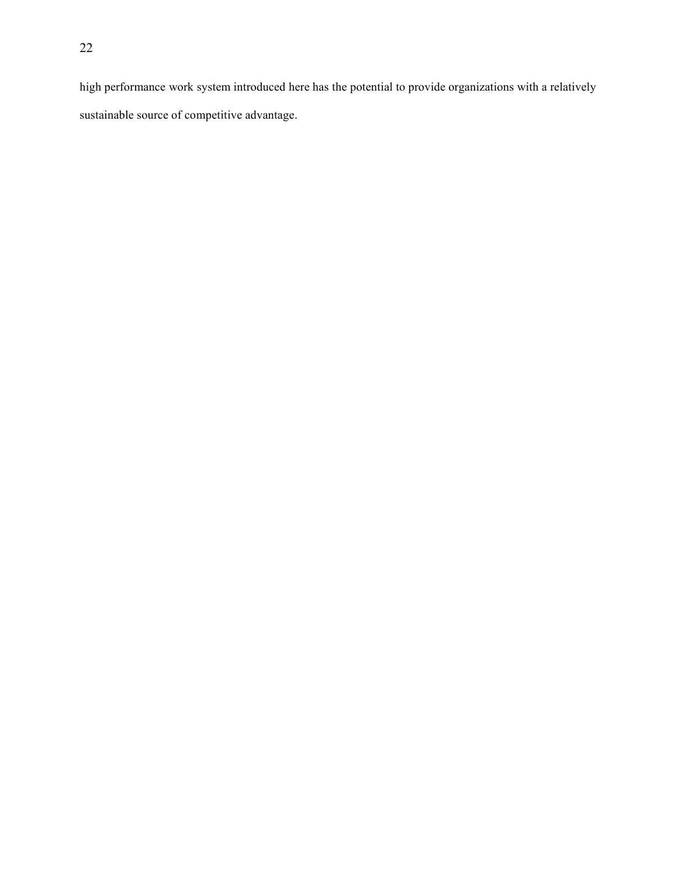high performance work system introduced here has the potential to provide organizations with a relatively sustainable source of competitive advantage.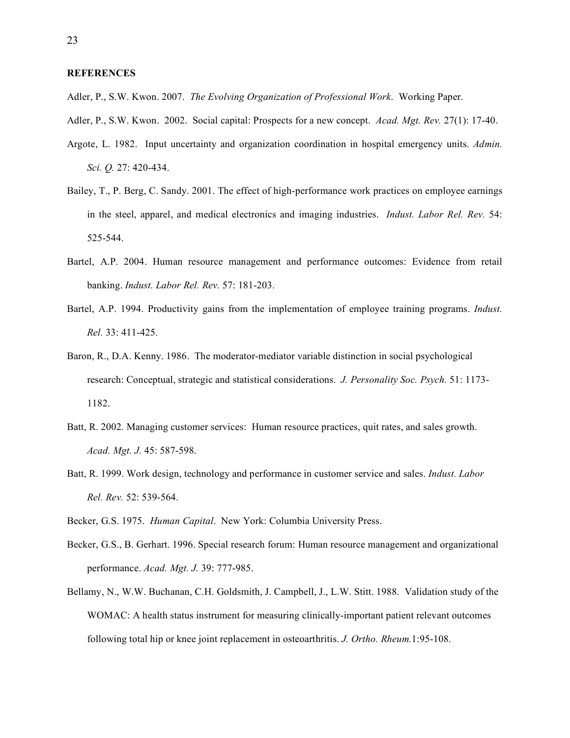**REFERENCES**

Adler, P., S.W. Kwon. 2007. *The Evolving Organization of Professional Work*. Working Paper.

Adler, P., S.W. Kwon. 2002. Social capital: Prospects for a new concept. *Acad. Mgt. Rev.* 27(1): 17-40.

Argote, L. 1982. Input uncertainty and organization coordination in hospital emergency units. *Admin. Sci. Q.* 27: 420-434.

Bailey, T., P. Berg, C. Sandy. 2001. The effect of high-performance work practices on employee earnings in the steel, apparel, and medical electronics and imaging industries. *Indust. Labor Rel. Rev.* 54: 525-544.

Bartel, A.P. 2004. Human resource management and performance outcomes: Evidence from retail banking. *Indust. Labor Rel. Rev.* 57: 181-203.

Bartel, A.P. 1994. Productivity gains from the implementation of employee training programs. *Indust. Rel.* 33: 411-425.

Baron, R., D.A. Kenny. 1986. The moderator-mediator variable distinction in social psychological research: Conceptual, strategic and statistical considerations. *J. Personality Soc. Psych.* 51: 1173-1182.

Batt, R. 2002. Managing customer services: Human resource practices, quit rates, and sales growth. *Acad. Mgt. J.* 45: 587-598.

Batt, R. 1999. Work design, technology and performance in customer service and sales. *Indust. Labor Rel. Rev.* 52: 539-564.

Becker, G.S. 1975. *Human Capital*. New York: Columbia University Press.

Becker, G.S., B. Gerhart. 1996. Special research forum: Human resource management and organizational performance. *Acad. Mgt. J.* 39: 777-985.

Bellamy, N., W.W. Buchanan, C.H. Goldsmith, J. Campbell, J., L.W. Stitt. 1988. Validation study of the WOMAC: A health status instrument for measuring clinically-important patient relevant outcomes following total hip or knee joint replacement in osteoarthritis. *J. Ortho. Rheum.*1:95-108.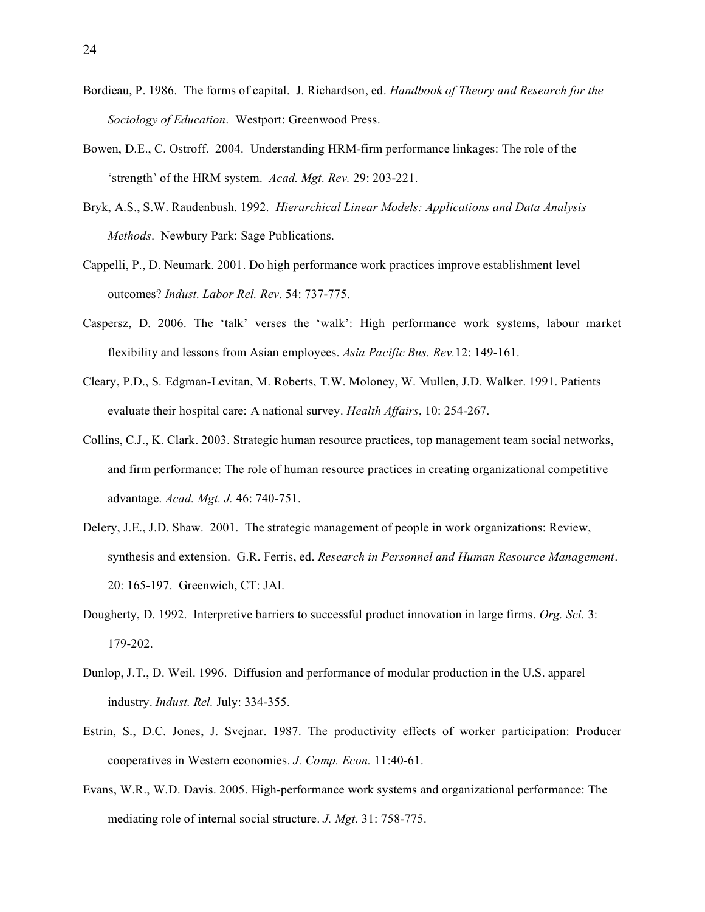Bordieau, P. 1986. The forms of capital. J. Richardson, ed. *Handbook of Theory and Research for the Sociology of Education*. Westport: Greenwood Press.

Bowen, D.E., C. Ostroff. 2004. Understanding HRM-firm performance linkages: The role of the 'strength' of the HRM system. *Acad. Mgt. Rev.* 29: 203-221.

Bryk, A.S., S.W. Raudenbush. 1992. *Hierarchical Linear Models: Applications and Data Analysis Methods*. Newbury Park: Sage Publications.

Cappelli, P., D. Neumark. 2001. Do high performance work practices improve establishment level outcomes? *Indust. Labor Rel. Rev.* 54: 737-775.

Caspersz, D. 2006. The 'talk' verses the 'walk': High performance work systems, labour market flexibility and lessons from Asian employees. *Asia Pacific Bus. Rev.*12: 149-161.

Cleary, P.D., S. Edgman-Levitan, M. Roberts, T.W. Moloney, W. Mullen, J.D. Walker. 1991. Patients evaluate their hospital care: A national survey. *Health Affairs*, 10: 254-267.

Collins, C.J., K. Clark. 2003. Strategic human resource practices, top management team social networks, and firm performance: The role of human resource practices in creating organizational competitive advantage. *Acad. Mgt. J.* 46: 740-751.

Delery, J.E., J.D. Shaw. 2001. The strategic management of people in work organizations: Review, synthesis and extension. G.R. Ferris, ed. *Research in Personnel and Human Resource Management*. 20: 165-197. Greenwich, CT: JAI.

Dougherty, D. 1992. Interpretive barriers to successful product innovation in large firms. *Org. Sci.* 3: 179-202.

Dunlop, J.T., D. Weil. 1996. Diffusion and performance of modular production in the U.S. apparel industry. *Indust. Rel.* July: 334-355.

Estrin, S., D.C. Jones, J. Svejnar. 1987. The productivity effects of worker participation: Producer cooperatives in Western economies. *J. Comp. Econ.* 11:40-61.

Evans, W.R., W.D. Davis. 2005. High-performance work systems and organizational performance: The mediating role of internal social structure. *J. Mgt.* 31: 758-775.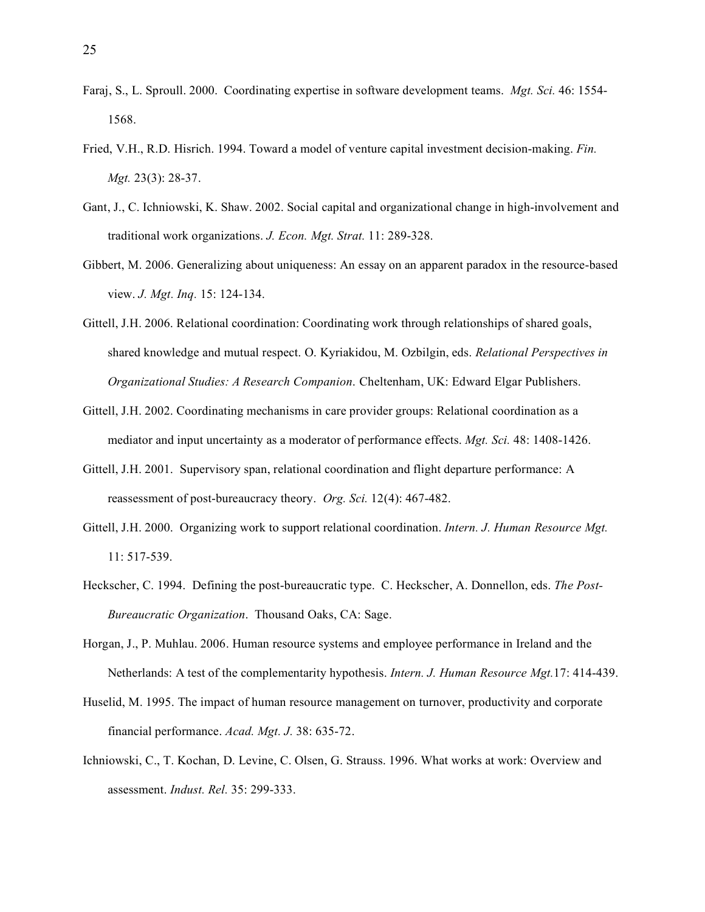Faraj, S., L. Sproull. 2000. Coordinating expertise in software development teams. *Mgt. Sci.* 46: 1554-1568.

Fried, V.H., R.D. Hisrich. 1994. Toward a model of venture capital investment decision-making. *Fin. Mgt.* 23(3): 28-37.

Gant, J., C. Ichniowski, K. Shaw. 2002. Social capital and organizational change in high-involvement and traditional work organizations. *J. Econ. Mgt. Strat.* 11: 289-328.

Gibbert, M. 2006. Generalizing about uniqueness: An essay on an apparent paradox in the resource-based view. *J. Mgt. Inq.* 15: 124-134.

Gittell, J.H. 2006. Relational coordination: Coordinating work through relationships of shared goals, shared knowledge and mutual respect. O. Kyriakidou, M. Ozbilgin, eds. *Relational Perspectives in Organizational Studies: A Research Companion*. Cheltenham, UK: Edward Elgar Publishers.

Gittell, J.H. 2002. Coordinating mechanisms in care provider groups: Relational coordination as a mediator and input uncertainty as a moderator of performance effects. *Mgt. Sci.* 48: 1408-1426.

Gittell, J.H. 2001. Supervisory span, relational coordination and flight departure performance: A reassessment of post-bureaucracy theory. *Org. Sci.* 12(4): 467-482.

Gittell, J.H. 2000. Organizing work to support relational coordination. *Intern. J. Human Resource Mgt.* 11: 517-539.

Heckscher, C. 1994. Defining the post-bureaucratic type. C. Heckscher, A. Donnellon, eds. *The Post-Bureaucratic Organization*. Thousand Oaks, CA: Sage.

Horgan, J., P. Muhlau. 2006. Human resource systems and employee performance in Ireland and the Netherlands: A test of the complementarity hypothesis. *Intern. J. Human Resource Mgt.*17: 414-439.

Huselid, M. 1995. The impact of human resource management on turnover, productivity and corporate financial performance. *Acad. Mgt. J.* 38: 635-72.

Ichniowski, C., T. Kochan, D. Levine, C. Olsen, G. Strauss. 1996. What works at work: Overview and assessment. *Indust. Rel.* 35: 299-333.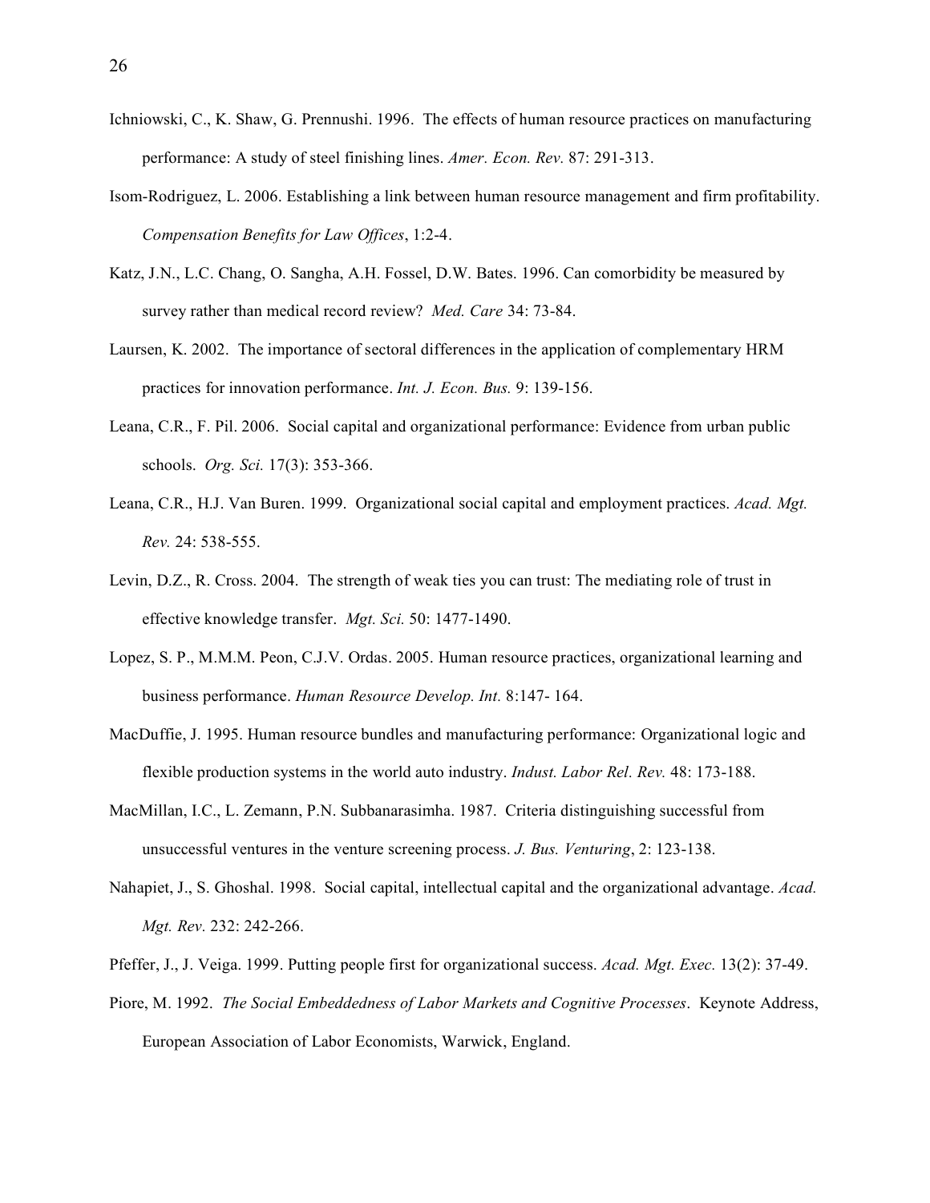Ichniowski, C., K. Shaw, G. Prennushi. 1996. The effects of human resource practices on manufacturing performance: A study of steel finishing lines. *Amer. Econ. Rev.* 87: 291-313.

Isom-Rodriguez, L. 2006. Establishing a link between human resource management and firm profitability. *Compensation Benefits for Law Offices*, 1:2-4.

Katz, J.N., L.C. Chang, O. Sangha, A.H. Fossel, D.W. Bates. 1996. Can comorbidity be measured by survey rather than medical record review? *Med. Care* 34: 73-84.

Laursen, K. 2002. The importance of sectoral differences in the application of complementary HRM practices for innovation performance. *Int. J. Econ. Bus.* 9: 139-156.

Leana, C.R., F. Pil. 2006. Social capital and organizational performance: Evidence from urban public schools. *Org. Sci.* 17(3): 353-366.

Leana, C.R., H.J. Van Buren. 1999. Organizational social capital and employment practices. *Acad. Mgt. Rev.* 24: 538-555.

Levin, D.Z., R. Cross. 2004. The strength of weak ties you can trust: The mediating role of trust in effective knowledge transfer. *Mgt. Sci.* 50: 1477-1490.

Lopez, S. P., M.M.M. Peon, C.J.V. Ordas. 2005. Human resource practices, organizational learning and business performance. *Human Resource Develop. Int.* 8:147- 164.

MacDuffie, J. 1995. Human resource bundles and manufacturing performance: Organizational logic and flexible production systems in the world auto industry. *Indust. Labor Rel. Rev.* 48: 173-188.

MacMillan, I.C., L. Zemann, P.N. Subbanarasimha. 1987. Criteria distinguishing successful from unsuccessful ventures in the venture screening process. *J. Bus. Venturing*, 2: 123-138.

Nahapiet, J., S. Ghoshal. 1998. Social capital, intellectual capital and the organizational advantage. *Acad. Mgt. Rev.* 232: 242-266.

Pfeffer, J., J. Veiga. 1999. Putting people first for organizational success. *Acad. Mgt. Exec.* 13(2): 37-49.

Piore, M. 1992. *The Social Embeddedness of Labor Markets and Cognitive Processes*. Keynote Address, European Association of Labor Economists, Warwick, England.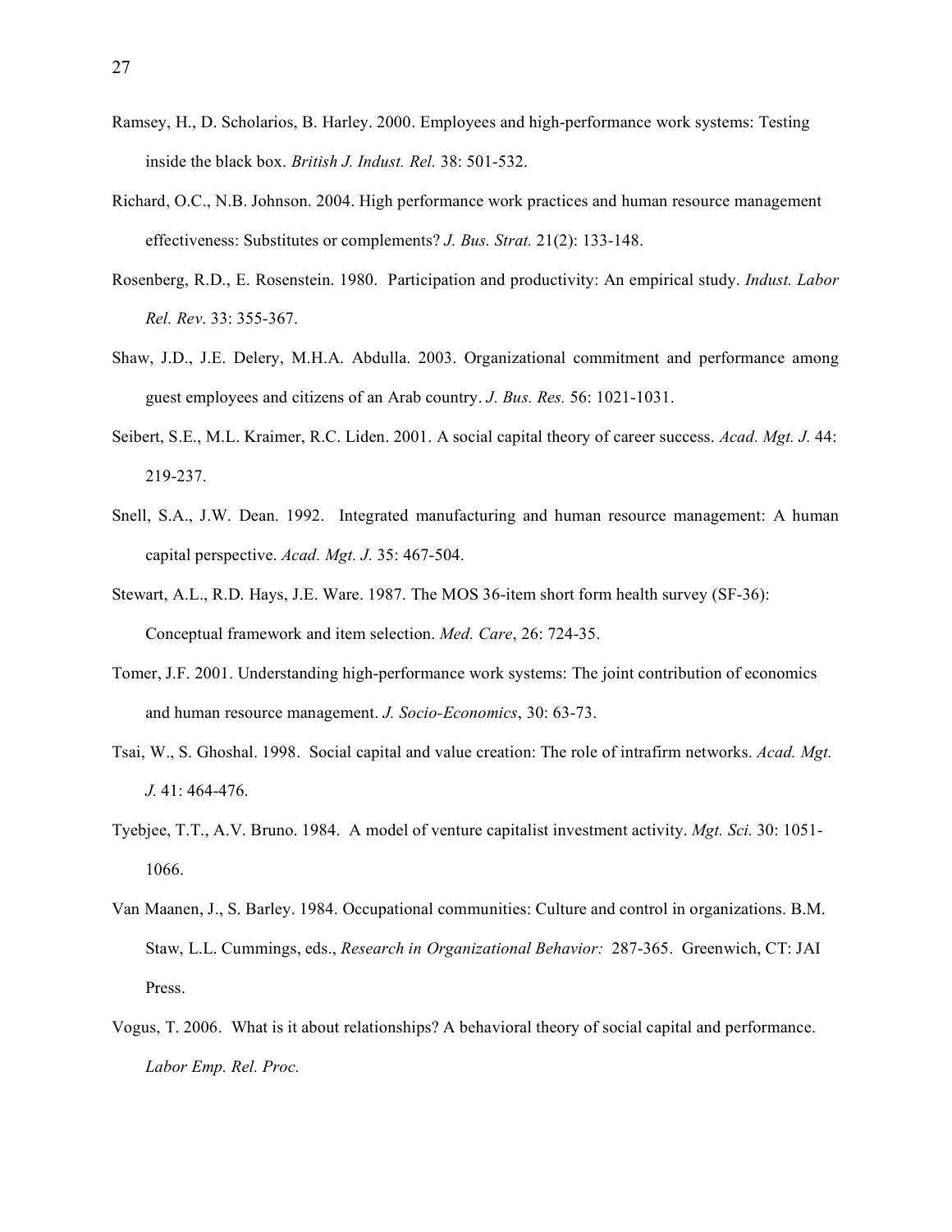Ramsey, H., D. Scholarios, B. Harley. 2000. Employees and high-performance work systems: Testing inside the black box. *British J. Indust. Rel.* 38: 501-532.

Richard, O.C., N.B. Johnson. 2004. High performance work practices and human resource management effectiveness: Substitutes or complements? *J. Bus. Strat.* 21(2): 133-148.

Rosenberg, R.D., E. Rosenstein. 1980. Participation and productivity: An empirical study. *Indust. Labor Rel. Rev*. 33: 355-367.

Shaw, J.D., J.E. Delery, M.H.A. Abdulla. 2003. Organizational commitment and performance among guest employees and citizens of an Arab country. *J. Bus. Res.* 56: 1021-1031.

Seibert, S.E., M.L. Kraimer, R.C. Liden. 2001. A social capital theory of career success. *Acad. Mgt. J.* 44: 219-237.

Snell, S.A., J.W. Dean. 1992. Integrated manufacturing and human resource management: A human capital perspective. *Acad. Mgt. J.* 35: 467-504.

Stewart, A.L., R.D. Hays, J.E. Ware. 1987. The MOS 36-item short form health survey (SF-36): Conceptual framework and item selection. *Med. Care*, 26: 724-35.

Tomer, J.F. 2001. Understanding high-performance work systems: The joint contribution of economics and human resource management. *J. Socio-Economics*, 30: 63-73.

Tsai, W., S. Ghoshal. 1998. Social capital and value creation: The role of intrafirm networks. *Acad. Mgt. J.* 41: 464-476.

Tyebjee, T.T., A.V. Bruno. 1984. A model of venture capitalist investment activity. *Mgt. Sci.* 30: 1051-1066.

Van Maanen, J., S. Barley. 1984. Occupational communities: Culture and control in organizations. B.M. Staw, L.L. Cummings, eds., *Research in Organizational Behavior:* 287-365. Greenwich, CT: JAI Press.

Vogus, T. 2006. What is it about relationships? A behavioral theory of social capital and performance. *Labor Emp. Rel. Proc.*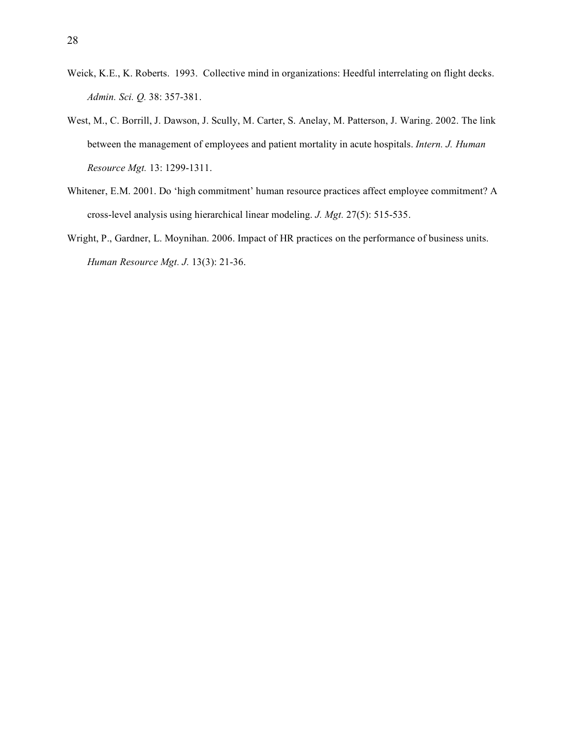Weick, K.E., K. Roberts. 1993. Collective mind in organizations: Heedful interrelating on flight decks. *Admin. Sci. Q.* 38: 357-381.

West, M., C. Borrill, J. Dawson, J. Scully, M. Carter, S. Anelay, M. Patterson, J. Waring. 2002. The link between the management of employees and patient mortality in acute hospitals. *Intern. J. Human Resource Mgt.* 13: 1299-1311.

Whitener, E.M. 2001. Do 'high commitment' human resource practices affect employee commitment? A cross-level analysis using hierarchical linear modeling. *J. Mgt.* 27(5): 515-535.

Wright, P., Gardner, L. Moynihan. 2006. Impact of HR practices on the performance of business units. *Human Resource Mgt. J.* 13(3): 21-36.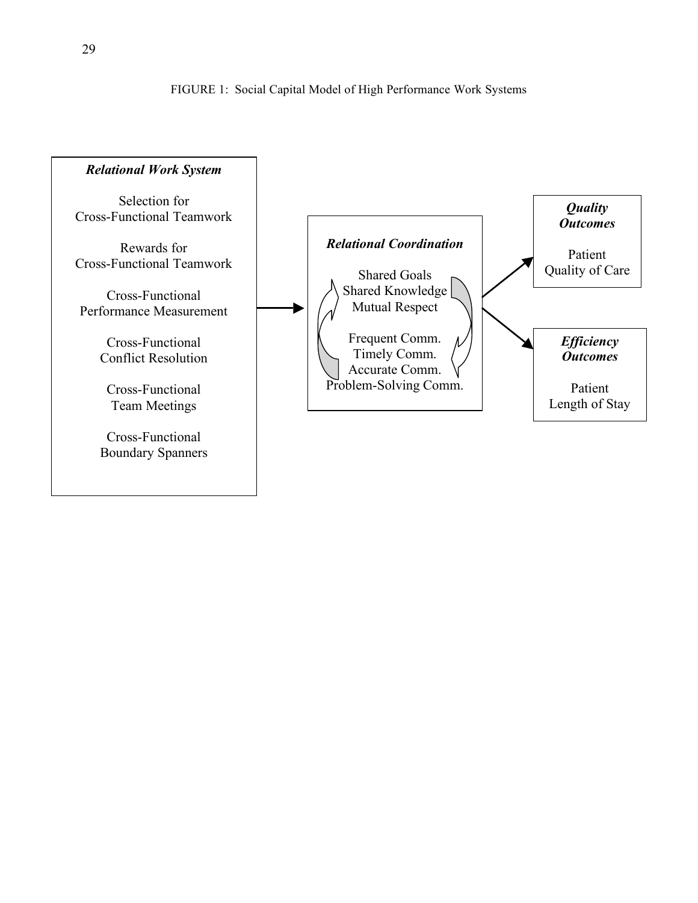FIGURE 1: Social Capital Model of High Performance Work Systems

***Relational Work System***

Selection for
Cross-Functional Teamwork

Rewards for
Cross-Functional Teamwork

Cross-Functional
Performance Measurement

Cross-Functional
Conflict Resolution

Cross-Functional
Team Meetings

Cross-Functional
Boundary Spanners

***Relational Coordination***

Shared Goals
Shared Knowledge
Mutual Respect

Frequent Comm.
Timely Comm.
Accurate Comm.
Problem-Solving Comm.

***Quality Outcomes***

Patient
Quality of Care

***Efficiency Outcomes***

Patient
Length of Stay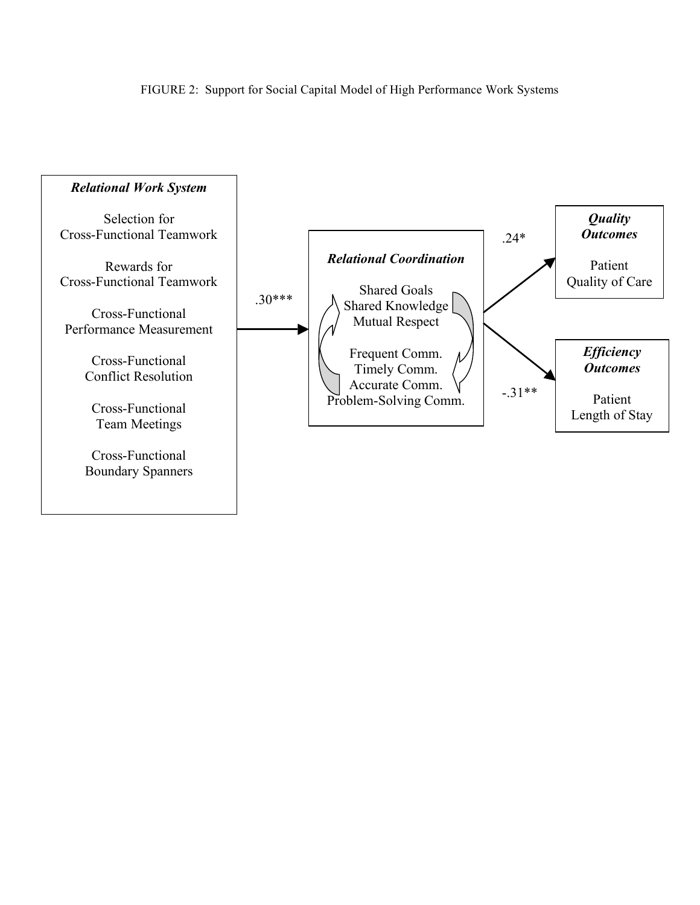FIGURE 2: Support for Social Capital Model of High Performance Work Systems

***Relational Work System***

Selection for
Cross-Functional Teamwork

Rewards for
Cross-Functional Teamwork

Cross-Functional
Performance Measurement

Cross-Functional
Conflict Resolution

Cross-Functional
Team Meetings

Cross-Functional
Boundary Spanners

.30***

***Relational Coordination***

Shared Goals
Shared Knowledge
Mutual Respect

Frequent Comm.
Timely Comm.
Accurate Comm.
Problem-Solving Comm.

.24*

***Quality Outcomes***

Patient
Quality of Care

-.31**

***Efficiency Outcomes***

Patient
Length of Stay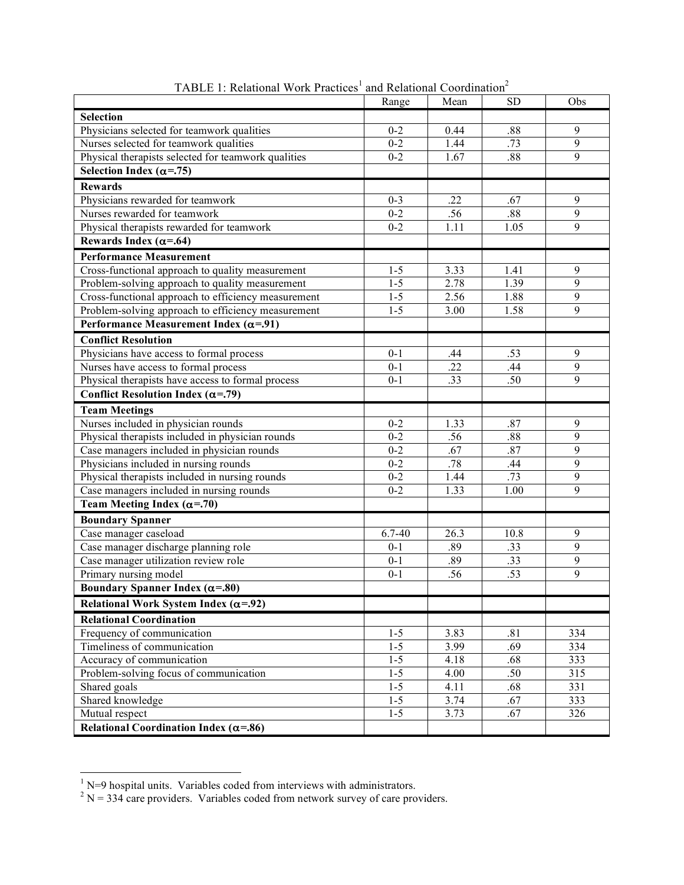TABLE 1: Relational Work Practices[1] and Relational Coordination[2]

| | Range | Mean | SD | Obs |
|---|---|---|---|---|
| **Selection** | | | | |
| Physicians selected for teamwork qualities | 0-2 | 0.44 | .88 | 9 |
| Nurses selected for teamwork qualities | 0-2 | 1.44 | .73 | 9 |
| Physical therapists selected for teamwork qualities | 0-2 | 1.67 | .88 | 9 |
| **Selection Index ($\alpha$=.75)** | | | | |
| **Rewards** | | | | |
| Physicians rewarded for teamwork | 0-3 | .22 | .67 | 9 |
| Nurses rewarded for teamwork | 0-2 | .56 | .88 | 9 |
| Physical therapists rewarded for teamwork | 0-2 | 1.11 | 1.05 | 9 |
| **Rewards Index ($\alpha$=.64)** | | | | |
| **Performance Measurement** | | | | |
| Cross-functional approach to quality measurement | 1-5 | 3.33 | 1.41 | 9 |
| Problem-solving approach to quality measurement | 1-5 | 2.78 | 1.39 | 9 |
| Cross-functional approach to efficiency measurement | 1-5 | 2.56 | 1.88 | 9 |
| Problem-solving approach to efficiency measurement | 1-5 | 3.00 | 1.58 | 9 |
| **Performance Measurement Index ($\alpha$=.91)** | | | | |
| **Conflict Resolution** | | | | |
| Physicians have access to formal process | 0-1 | .44 | .53 | 9 |
| Nurses have access to formal process | 0-1 | .22 | .44 | 9 |
| Physical therapists have access to formal process | 0-1 | .33 | .50 | 9 |
| **Conflict Resolution Index ($\alpha$=.79)** | | | | |
| **Team Meetings** | | | | |
| Nurses included in physician rounds | 0-2 | 1.33 | .87 | 9 |
| Physical therapists included in physician rounds | 0-2 | .56 | .88 | 9 |
| Case managers included in physician rounds | 0-2 | .67 | .87 | 9 |
| Physicians included in nursing rounds | 0-2 | .78 | .44 | 9 |
| Physical therapists included in nursing rounds | 0-2 | 1.44 | .73 | 9 |
| Case managers included in nursing rounds | 0-2 | 1.33 | 1.00 | 9 |
| **Team Meeting Index ($\alpha$=.70)** | | | | |
| **Boundary Spanner** | | | | |
| Case manager caseload | 6.7-40 | 26.3 | 10.8 | 9 |
| Case manager discharge planning role | 0-1 | .89 | .33 | 9 |
| Case manager utilization review role | 0-1 | .89 | .33 | 9 |
| Primary nursing model | 0-1 | .56 | .53 | 9 |
| **Boundary Spanner Index ($\alpha$=.80)** | | | | |
| **Relational Work System Index ($\alpha$=.92)** | | | | |
| **Relational Coordination** | | | | |
| Frequency of communication | 1-5 | 3.83 | .81 | 334 |
| Timeliness of communication | 1-5 | 3.99 | .69 | 334 |
| Accuracy of communication | 1-5 | 4.18 | .68 | 333 |
| Problem-solving focus of communication | 1-5 | 4.00 | .50 | 315 |
| Shared goals | 1-5 | 4.11 | .68 | 331 |
| Shared knowledge | 1-5 | 3.74 | .67 | 333 |
| Mutual respect | 1-5 | 3.73 | .67 | 326 |
| **Relational Coordination Index ($\alpha$=.86)** | | | | |

[1] N=9 hospital units. Variables coded from interviews with administrators.

[2] N = 334 care providers. Variables coded from network survey of care providers.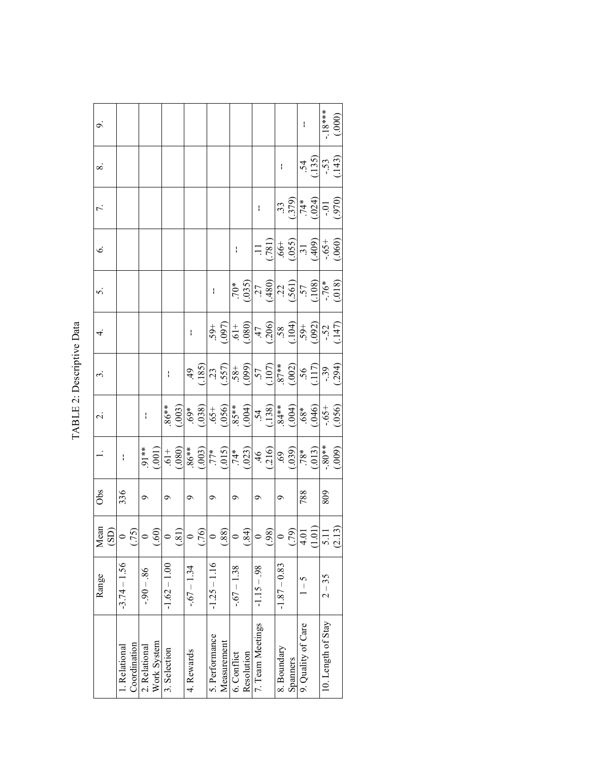# TABLE 2: Descriptive Data

| | Range | Mean (SD) | Obs | 1. | 2. | 3. | 4. | 5. | 6. | 7. | 8. | 9. |
|---|---|---|---|---|---|---|---|---|---|---|---|---|
| 1. Relational Coordination | -3.74 – 1.56 | 0 (.75) | 336 | -- | | | | | | | | |
| 2. Relational Work System | -.90 – .86 | 0 (.60) | 9 | .91** (.001) | -- | | | | | | | |
| 3. Selection | -1.62 – 1.00 | 0 (.81) | 9 | .61+ (.080) | .86** (.003) | -- | | | | | | |
| 4. Rewards | -.67 – 1.34 | 0 (.76) | 9 | .86** (.003) | .69* (.038) | .49 (.185) | -- | | | | | |
| 5. Performance Measurement | -1.25 – 1.16 | 0 (.88) | 9 | .77* (.015) | .65+ (.056) | .23 (.557) | .59+ (.097) | -- | | | | |
| 6. Conflict Resolution | -.67 – 1.38 | 0 (.84) | 9 | .74* (.023) | .85** (.004) | .58+ (.099) | .61+ (.080) | .70* (.035) | -- | | | |
| 7. Team Meetings | -1.15 – .98 | 0 (.98) | 9 | .46 (.216) | .54 (.138) | .57 (.107) | .47 (.206) | .27 (.480) | .11 (.781) | -- | | |
| 8. Boundary Spanners | -1.87 – 0.83 | 0 (.79) | 9 | .69 (.039) | .84** (.004) | .87** (.002) | .58 (.104) | .22 (.561) | .66+ (.055) | .33 (.379) | -- | |
| 9. Quality of Care | 1 – 5 | 4.01 (1.01) | 788 | .78* (.013) | .68* (.046) | .56 (.117) | .59+ (.092) | .57 (.108) | .31 (.409) | .74* (.024) | .54 (.135) | -- |
| 10. Length of Stay | 2 – 35 | 5.11 (2.13) | 809 | -.80** (.009) | -.65+ (.056) | -.39 (.294) | -.52 (.147) | -.76* (.018) | -.65+ (.060) | -.01 (.970) | -.53 (.143) | -.18*** (.000) |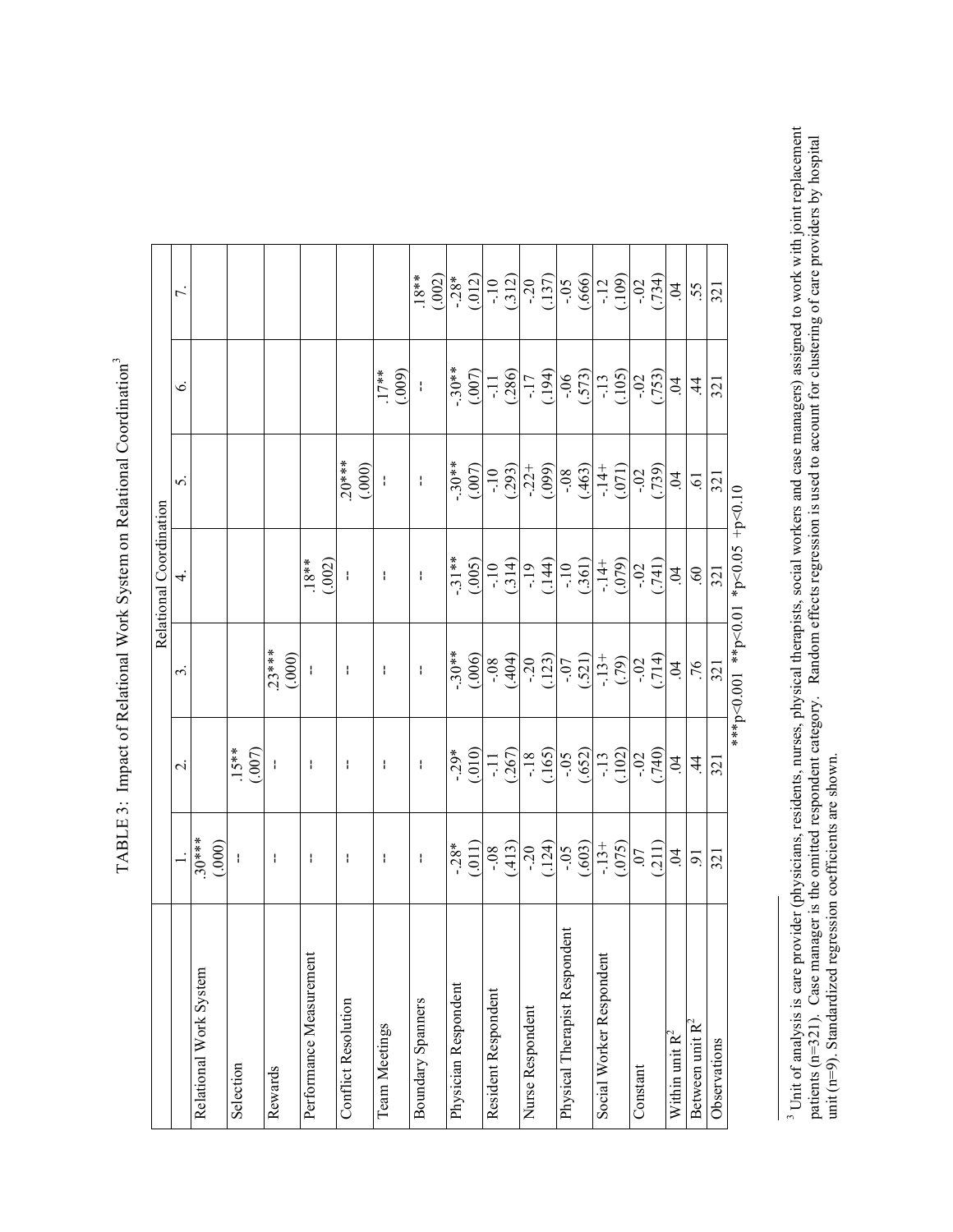TABLE 3: Impact of Relational Work System on Relational Coordination[3]

| | Relational Coordination | | | | | | |
|---|---|---|---|---|---|---|---|
| | 1. | 2. | 3. | 4. | 5. | 6. | 7. |
| Relational Work System | .30***<br>(.000) | | | | | | |
| Selection | -- | .15**<br>(.007) | | | | | |
| Rewards | -- | -- | .23***<br>(.000) | | | | |
| Performance Measurement | -- | -- | -- | .18**<br>(.002) | | | |
| Conflict Resolution | -- | -- | -- | -- | .20***<br>(.000) | | |
| Team Meetings | -- | -- | -- | -- | -- | .17**<br>(.009) | |
| Boundary Spanners | -- | -- | -- | -- | -- | -- | .18**<br>(.002) |
| Physician Respondent | -.28*<br>(.011) | -.29*<br>(.010) | -.30**<br>(.006) | -.31**<br>(.005) | -.30**<br>(.007) | -.30**<br>(.007) | -.28*<br>(.012) |
| Resident Respondent | -.08<br>(.413) | -.11<br>(.267) | -.08<br>(.404) | -.10<br>(.314) | -.10<br>(.293) | -.11<br>(.286) | -.10<br>(.312) |
| Nurse Respondent | -.20<br>(.124) | -.18<br>(.165) | -.20<br>(.123) | -.19<br>(.144) | -.22+<br>(.099) | -.17<br>(.194) | -.20<br>(.137) |
| Physical Therapist Respondent | -.05<br>(.603) | -.05<br>(.652) | -.07<br>(.521) | -.10<br>(.361) | -.08<br>(.463) | -.06<br>(.573) | -.05<br>(.666) |
| Social Worker Respondent | -.13+<br>(.075) | -.13<br>(.102) | -.13+<br>(.79) | -.14+<br>(.079) | -.14+<br>(.071) | -.13<br>(.105) | -.12<br>(.109) |
| Constant | .07<br>(.211) | -.02<br>(.740) | -.02<br>(.714) | -.02<br>(.741) | -.02<br>(.739) | -.02<br>(.753) | -.02<br>(.734) |
| Within unit $R^2$ | .04 | .04 | .04 | .04 | .04 | .04 | .04 |
| Between unit $R^2$ | .91 | .44 | .76 | .60 | .61 | .44 | .55 |
| Observations | 321 | 321 | 321 | 321 | 321 | 321 | 321 |

***p<0.001 **p<0.01 *p<0.05 +p<0.10

[3] Unit of analysis is care provider (physicians, residents, nurses, physical therapists, social workers and case managers) assigned to work with joint replacement patients (n=321). Case manager is the omitted respondent category. Random effects regression is used to account for clustering of care providers by hospital unit (n=9). Standardized regression coefficients are shown.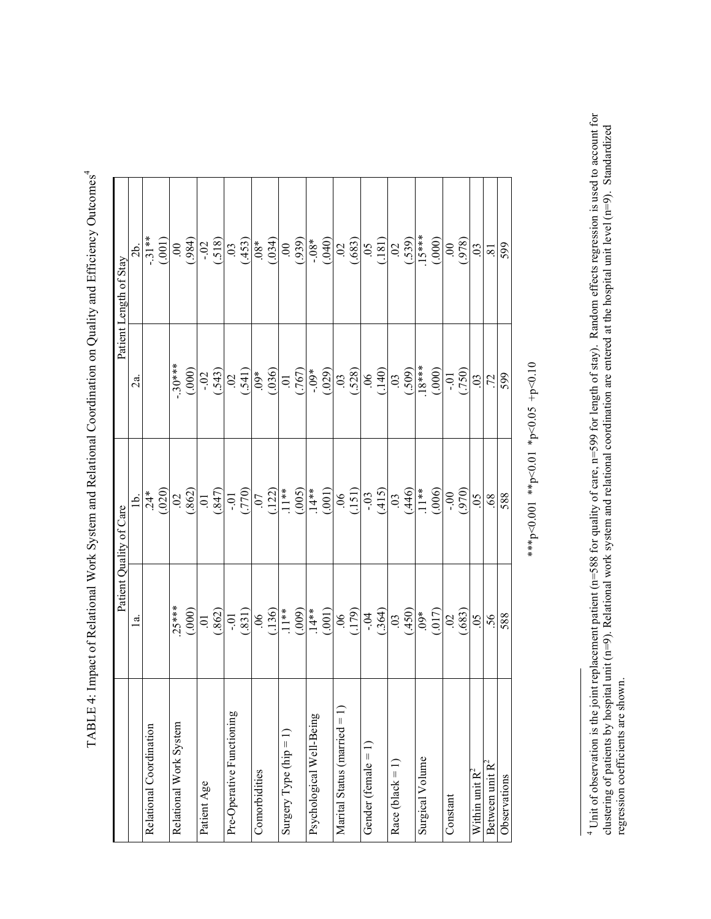# TABLE 4: Impact of Relational Work System and Relational Coordination on Quality and Efficiency Outcomes[4]

| | Patient Quality of Care | | Patient Length of Stay | |
|---|---|---|---|---|
| | 1a. | 1b. | 2a. | 2b. |
| Relational Coordination | | .24* (.020) | | -.31** (.001) |
| Relational Work System | .25*** (.000) | .02 (.862) | -.30*** (.000) | .00 (.984) |
| Patient Age | .01 (.862) | .01 (.847) | -.02 (.543) | -.02 (.518) |
| Pre-Operative Functioning | -.01 (.831) | -.01 (.770) | .02 (.541) | .03 (.453) |
| Comorbidities | .06 (.136) | .07 (.122) | .09* (.036) | .08* (.034) |
| Surgery Type (hip = 1) | .11** (.009) | .11** (.005) | .01 (.767) | .00 (.939) |
| Psychological Well-Being | .14** (.001) | .14** (.001) | -.09* (.029) | -.08* (.040) |
| Marital Status (married = 1) | .06 (.179) | .06 (.151) | .03 (.528) | .02 (.683) |
| Gender (female = 1) | -.04 (.364) | -.03 (.415) | .06 (.140) | .05 (.181) |
| Race (black = 1) | .03 (.450) | .03 (.446) | .03 (.509) | .02 (.539) |
| Surgical Volume | .09* (.017) | .11** (.006) | .18*** (.000) | .15*** (.000) |
| Constant | .02 (.683) | -.00 (.970) | -.01 (.750) | .00 (.978) |
| Within unit $R^2$ | .05 | .05 | .03 | .03 |
| Between unit $R^2$ | .56 | .68 | .72 | .81 |
| Observations | 588 | 588 | 599 | 599 |

***p<0.001 **p<0.01 *p<0.05 +p<0.10

[4] Unit of observation is the joint replacement patient (n=588 for quality of care, n=599 for length of stay). Random effects regression is used to account for clustering of patients by hospital unit (n=9). Relational work system and relational coordination are entered at the hospital unit level (n=9). Standardized regression coefficients are shown.